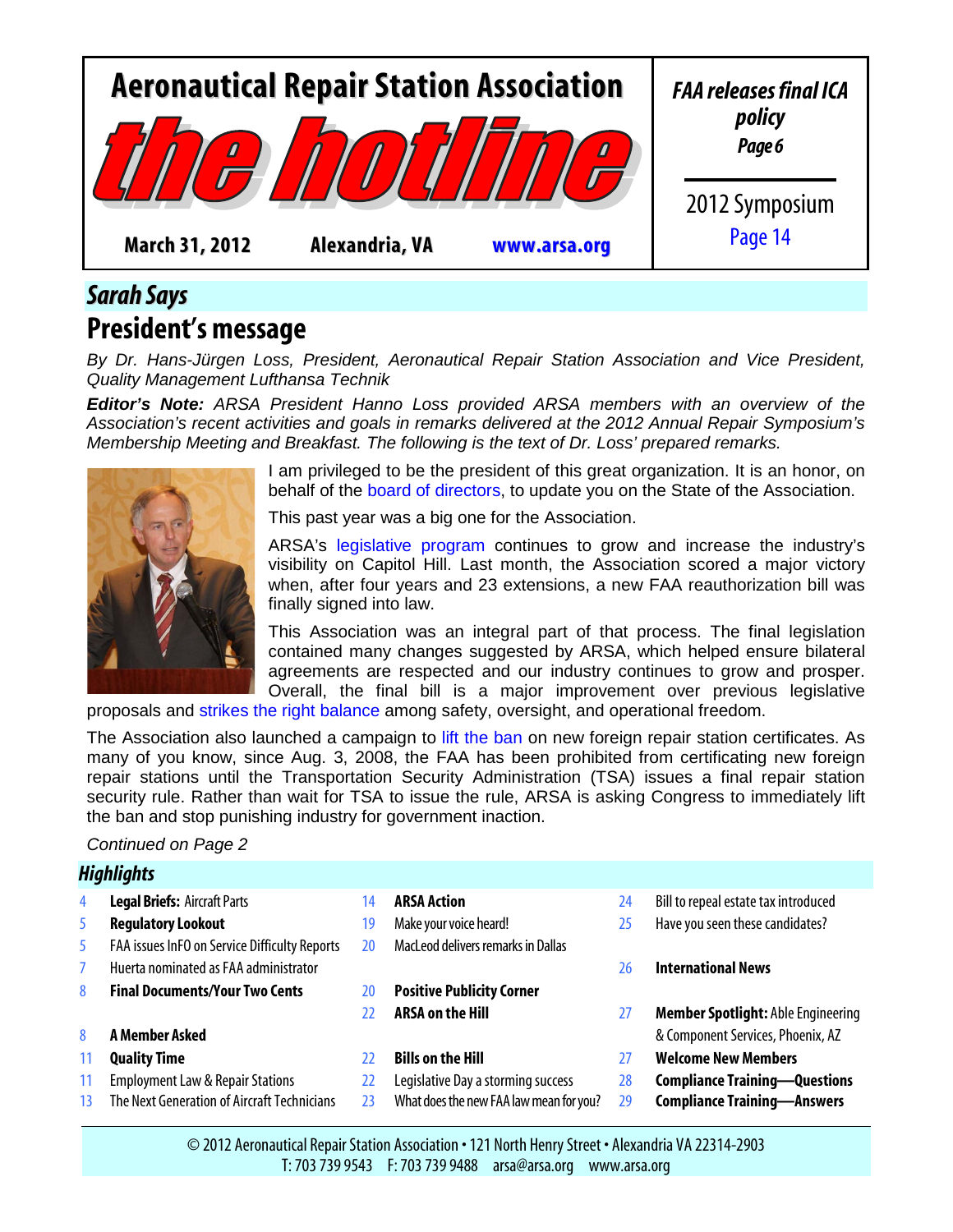# Aeronautical Repair Station Association

# the hotline

**March 31, 2012** **Alexandria, VA** **www.arsa.org**

***FAA releases final ICA policy***
***Page 6***

2012 Symposium
Page 14

## *Sarah Says*

## President's message

*By Dr. Hans-Jürgen Loss, President, Aeronautical Repair Station Association and Vice President, Quality Management Lufthansa Technik*

***Editor's Note:*** *ARSA President Hanno Loss provided ARSA members with an overview of the Association's recent activities and goals in remarks delivered at the 2012 Annual Repair Symposium's Membership Meeting and Breakfast. The following is the text of Dr. Loss' prepared remarks.*

I am privileged to be the president of this great organization. It is an honor, on behalf of the board of directors, to update you on the State of the Association.

This past year was a big one for the Association.

ARSA's legislative program continues to grow and increase the industry's visibility on Capitol Hill. Last month, the Association scored a major victory when, after four years and 23 extensions, a new FAA reauthorization bill was finally signed into law.

This Association was an integral part of that process. The final legislation contained many changes suggested by ARSA, which helped ensure bilateral agreements are respected and our industry continues to grow and prosper. Overall, the final bill is a major improvement over previous legislative proposals and strikes the right balance among safety, oversight, and operational freedom.

The Association also launched a campaign to lift the ban on new foreign repair station certificates. As many of you know, since Aug. 3, 2008, the FAA has been prohibited from certificating new foreign repair stations until the Transportation Security Administration (TSA) issues a final repair station security rule. Rather than wait for TSA to issue the rule, ARSA is asking Congress to immediately lift the ban and stop punishing industry for government inaction.

*Continued on Page 2*

## *Highlights*

- 4 **Legal Briefs:** Aircraft Parts
- 5 **Regulatory Lookout**
- 5 FAA issues InFO on Service Difficulty Reports
- 7 Huerta nominated as FAA administrator
- 8 **Final Documents/Your Two Cents**
- 8 **A Member Asked**
- 11 **Quality Time**
- 11 Employment Law & Repair Stations
- 13 The Next Generation of Aircraft Technicians
- 14 **ARSA Action**
- 19 Make your voice heard!
- 20 MacLeod delivers remarks in Dallas
- 20 **Positive Publicity Corner**
- 22 **ARSA on the Hill**
- 22 **Bills on the Hill**
- 22 Legislative Day a storming success
- 23 What does the new FAA law mean for you?
- 24 Bill to repeal estate tax introduced
- 25 Have you seen these candidates?
- 26 **International News**
- 27 **Member Spotlight:** Able Engineering & Component Services, Phoenix, AZ
- 27 **Welcome New Members**
- 28 **Compliance Training—Questions**
- 29 **Compliance Training—Answers**

© 2012 Aeronautical Repair Station Association • 121 North Henry Street • Alexandria VA 22314-2903
T: 703 739 9543 F: 703 739 9488 arsa@arsa.org www.arsa.org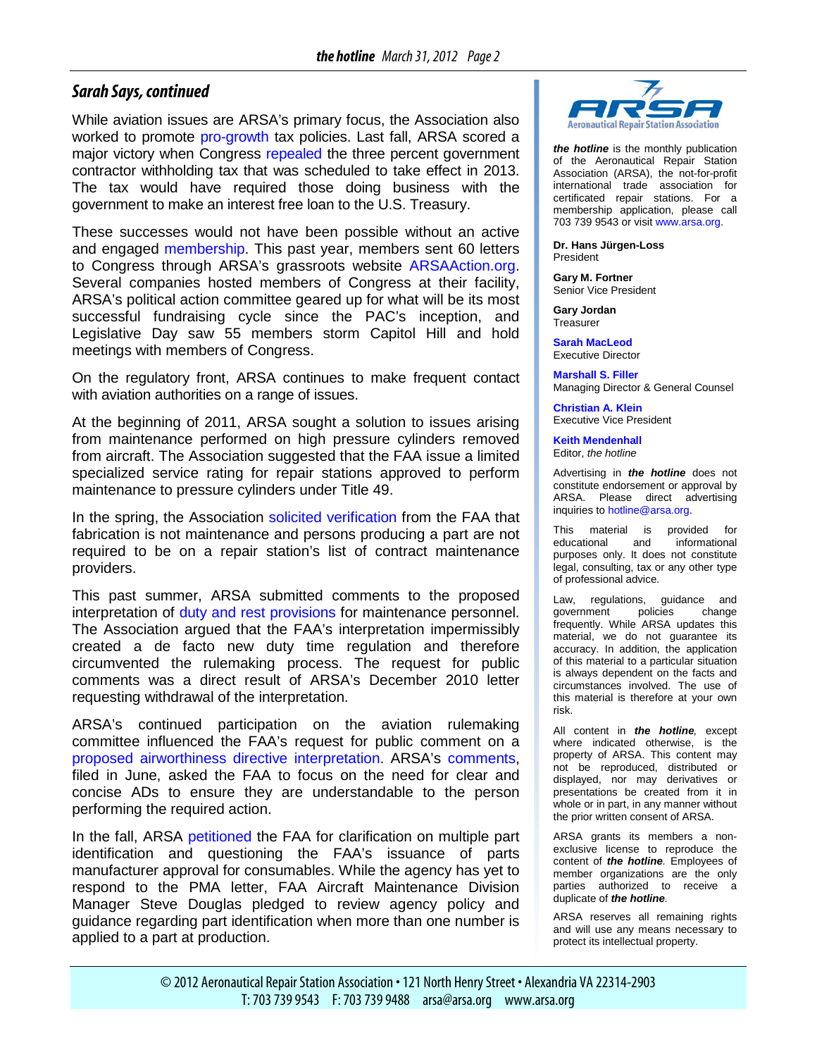## Sarah Says, continued

While aviation issues are ARSA's primary focus, the Association also worked to promote pro-growth tax policies. Last fall, ARSA scored a major victory when Congress repealed the three percent government contractor withholding tax that was scheduled to take effect in 2013. The tax would have required those doing business with the government to make an interest free loan to the U.S. Treasury.

These successes would not have been possible without an active and engaged membership. This past year, members sent 60 letters to Congress through ARSA's grassroots website ARSAAction.org. Several companies hosted members of Congress at their facility, ARSA's political action committee geared up for what will be its most successful fundraising cycle since the PAC's inception, and Legislative Day saw 55 members storm Capitol Hill and hold meetings with members of Congress.

On the regulatory front, ARSA continues to make frequent contact with aviation authorities on a range of issues.

At the beginning of 2011, ARSA sought a solution to issues arising from maintenance performed on high pressure cylinders removed from aircraft. The Association suggested that the FAA issue a limited specialized service rating for repair stations approved to perform maintenance to pressure cylinders under Title 49.

In the spring, the Association solicited verification from the FAA that fabrication is not maintenance and persons producing a part are not required to be on a repair station's list of contract maintenance providers.

This past summer, ARSA submitted comments to the proposed interpretation of duty and rest provisions for maintenance personnel. The Association argued that the FAA's interpretation impermissibly created a de facto new duty time regulation and therefore circumvented the rulemaking process. The request for public comments was a direct result of ARSA's December 2010 letter requesting withdrawal of the interpretation.

ARSA's continued participation on the aviation rulemaking committee influenced the FAA's request for public comment on a proposed airworthiness directive interpretation. ARSA's comments, filed in June, asked the FAA to focus on the need for clear and concise ADs to ensure they are understandable to the person performing the required action.

In the fall, ARSA petitioned the FAA for clarification on multiple part identification and questioning the FAA's issuance of parts manufacturer approval for consumables. While the agency has yet to respond to the PMA letter, FAA Aircraft Maintenance Division Manager Steve Douglas pledged to review agency policy and guidance regarding part identification when more than one number is applied to a part at production.

---

ARSA — Aeronautical Repair Station Association

***the hotline*** is the monthly publication of the Aeronautical Repair Station Association (ARSA), the not-for-profit international trade association for certificated repair stations. For a membership application, please call 703 739 9543 or visit www.arsa.org.

**Dr. Hans Jürgen-Loss**
President

**Gary M. Fortner**
Senior Vice President

**Gary Jordan**
Treasurer

**Sarah MacLeod**
Executive Director

**Marshall S. Filler**
Managing Director & General Counsel

**Christian A. Klein**
Executive Vice President

**Keith Mendenhall**
Editor, *the hotline*

Advertising in ***the hotline*** does not constitute endorsement or approval by ARSA. Please direct advertising inquiries to hotline@arsa.org.

This material is provided for educational and informational purposes only. It does not constitute legal, consulting, tax or any other type of professional advice.

Law, regulations, guidance and government policies change frequently. While ARSA updates this material, we do not guarantee its accuracy. In addition, the application of this material to a particular situation is always dependent on the facts and circumstances involved. The use of this material is therefore at your own risk.

All content in ***the hotline****,* except where indicated otherwise, is the property of ARSA. This content may not be reproduced, distributed or displayed, nor may derivatives or presentations be created from it in whole or in part, in any manner without the prior written consent of ARSA.

ARSA grants its members a non-exclusive license to reproduce the content of ***the hotline****.* Employees of member organizations are the only parties authorized to receive a duplicate of ***the hotline****.*

ARSA reserves all remaining rights and will use any means necessary to protect its intellectual property.

© 2012 Aeronautical Repair Station Association • 121 North Henry Street • Alexandria VA 22314-2903
T: 703 739 9543 F: 703 739 9488 arsa@arsa.org www.arsa.org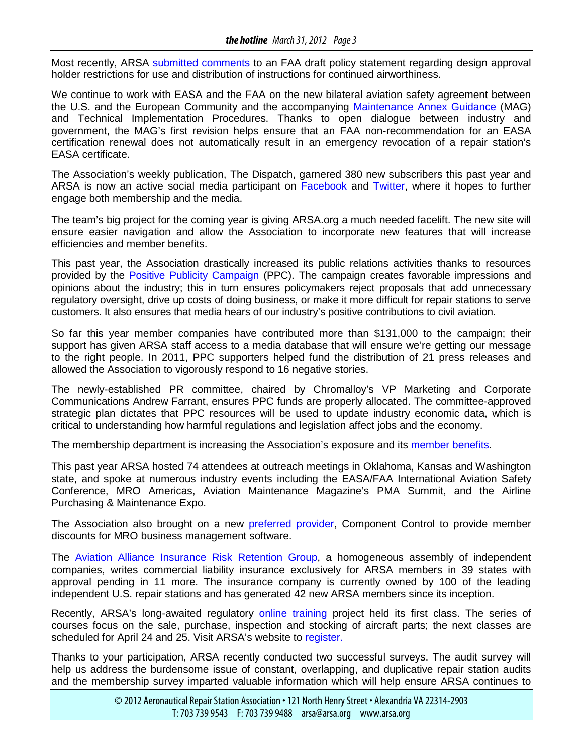Most recently, ARSA submitted comments to an FAA draft policy statement regarding design approval holder restrictions for use and distribution of instructions for continued airworthiness.

We continue to work with EASA and the FAA on the new bilateral aviation safety agreement between the U.S. and the European Community and the accompanying Maintenance Annex Guidance (MAG) and Technical Implementation Procedures. Thanks to open dialogue between industry and government, the MAG's first revision helps ensure that an FAA non-recommendation for an EASA certification renewal does not automatically result in an emergency revocation of a repair station's EASA certificate.

The Association's weekly publication, The Dispatch, garnered 380 new subscribers this past year and ARSA is now an active social media participant on Facebook and Twitter, where it hopes to further engage both membership and the media.

The team's big project for the coming year is giving ARSA.org a much needed facelift. The new site will ensure easier navigation and allow the Association to incorporate new features that will increase efficiencies and member benefits.

This past year, the Association drastically increased its public relations activities thanks to resources provided by the Positive Publicity Campaign (PPC). The campaign creates favorable impressions and opinions about the industry; this in turn ensures policymakers reject proposals that add unnecessary regulatory oversight, drive up costs of doing business, or make it more difficult for repair stations to serve customers. It also ensures that media hears of our industry's positive contributions to civil aviation.

So far this year member companies have contributed more than $131,000 to the campaign; their support has given ARSA staff access to a media database that will ensure we're getting our message to the right people. In 2011, PPC supporters helped fund the distribution of 21 press releases and allowed the Association to vigorously respond to 16 negative stories.

The newly-established PR committee, chaired by Chromalloy's VP Marketing and Corporate Communications Andrew Farrant, ensures PPC funds are properly allocated. The committee-approved strategic plan dictates that PPC resources will be used to update industry economic data, which is critical to understanding how harmful regulations and legislation affect jobs and the economy.

The membership department is increasing the Association's exposure and its member benefits.

This past year ARSA hosted 74 attendees at outreach meetings in Oklahoma, Kansas and Washington state, and spoke at numerous industry events including the EASA/FAA International Aviation Safety Conference, MRO Americas, Aviation Maintenance Magazine's PMA Summit, and the Airline Purchasing & Maintenance Expo.

The Association also brought on a new preferred provider, Component Control to provide member discounts for MRO business management software.

The Aviation Alliance Insurance Risk Retention Group, a homogeneous assembly of independent companies, writes commercial liability insurance exclusively for ARSA members in 39 states with approval pending in 11 more. The insurance company is currently owned by 100 of the leading independent U.S. repair stations and has generated 42 new ARSA members since its inception.

Recently, ARSA's long-awaited regulatory online training project held its first class. The series of courses focus on the sale, purchase, inspection and stocking of aircraft parts; the next classes are scheduled for April 24 and 25. Visit ARSA's website to register.

Thanks to your participation, ARSA recently conducted two successful surveys. The audit survey will help us address the burdensome issue of constant, overlapping, and duplicative repair station audits and the membership survey imparted valuable information which will help ensure ARSA continues to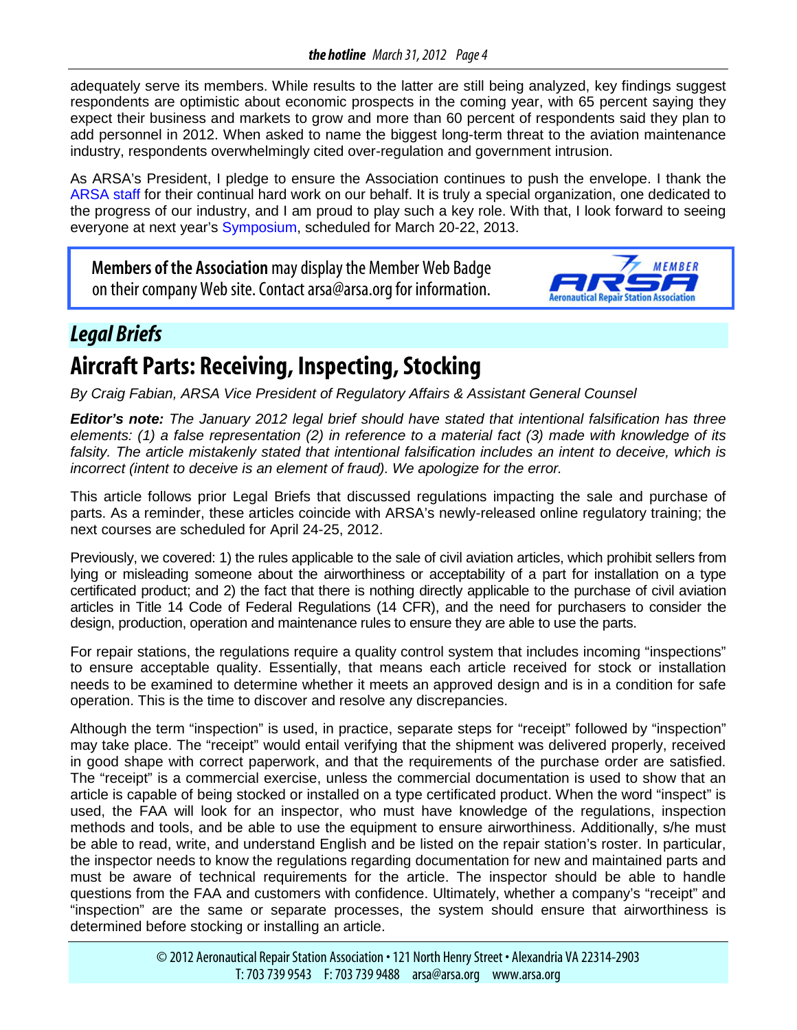adequately serve its members. While results to the latter are still being analyzed, key findings suggest respondents are optimistic about economic prospects in the coming year, with 65 percent saying they expect their business and markets to grow and more than 60 percent of respondents said they plan to add personnel in 2012. When asked to name the biggest long-term threat to the aviation maintenance industry, respondents overwhelmingly cited over-regulation and government intrusion.

As ARSA's President, I pledge to ensure the Association continues to push the envelope. I thank the ARSA staff for their continual hard work on our behalf. It is truly a special organization, one dedicated to the progress of our industry, and I am proud to play such a key role. With that, I look forward to seeing everyone at next year's Symposium, scheduled for March 20-22, 2013.

**Members of the Association** may display the Member Web Badge on their company Web site. Contact arsa@arsa.org for information.

MEMBER ARSA Aeronautical Repair Station Association

## *Legal Briefs*

# Aircraft Parts: Receiving, Inspecting, Stocking

*By Craig Fabian, ARSA Vice President of Regulatory Affairs & Assistant General Counsel*

***Editor's note:*** *The January 2012 legal brief should have stated that intentional falsification has three elements: (1) a false representation (2) in reference to a material fact (3) made with knowledge of its falsity. The article mistakenly stated that intentional falsification includes an intent to deceive, which is incorrect (intent to deceive is an element of fraud). We apologize for the error.*

This article follows prior Legal Briefs that discussed regulations impacting the sale and purchase of parts. As a reminder, these articles coincide with ARSA's newly-released online regulatory training; the next courses are scheduled for April 24-25, 2012.

Previously, we covered: 1) the rules applicable to the sale of civil aviation articles, which prohibit sellers from lying or misleading someone about the airworthiness or acceptability of a part for installation on a type certificated product; and 2) the fact that there is nothing directly applicable to the purchase of civil aviation articles in Title 14 Code of Federal Regulations (14 CFR), and the need for purchasers to consider the design, production, operation and maintenance rules to ensure they are able to use the parts.

For repair stations, the regulations require a quality control system that includes incoming "inspections" to ensure acceptable quality. Essentially, that means each article received for stock or installation needs to be examined to determine whether it meets an approved design and is in a condition for safe operation. This is the time to discover and resolve any discrepancies.

Although the term "inspection" is used, in practice, separate steps for "receipt" followed by "inspection" may take place. The "receipt" would entail verifying that the shipment was delivered properly, received in good shape with correct paperwork, and that the requirements of the purchase order are satisfied. The "receipt" is a commercial exercise, unless the commercial documentation is used to show that an article is capable of being stocked or installed on a type certificated product. When the word "inspect" is used, the FAA will look for an inspector, who must have knowledge of the regulations, inspection methods and tools, and be able to use the equipment to ensure airworthiness. Additionally, s/he must be able to read, write, and understand English and be listed on the repair station's roster. In particular, the inspector needs to know the regulations regarding documentation for new and maintained parts and must be aware of technical requirements for the article. The inspector should be able to handle questions from the FAA and customers with confidence. Ultimately, whether a company's "receipt" and "inspection" are the same or separate processes, the system should ensure that airworthiness is determined before stocking or installing an article.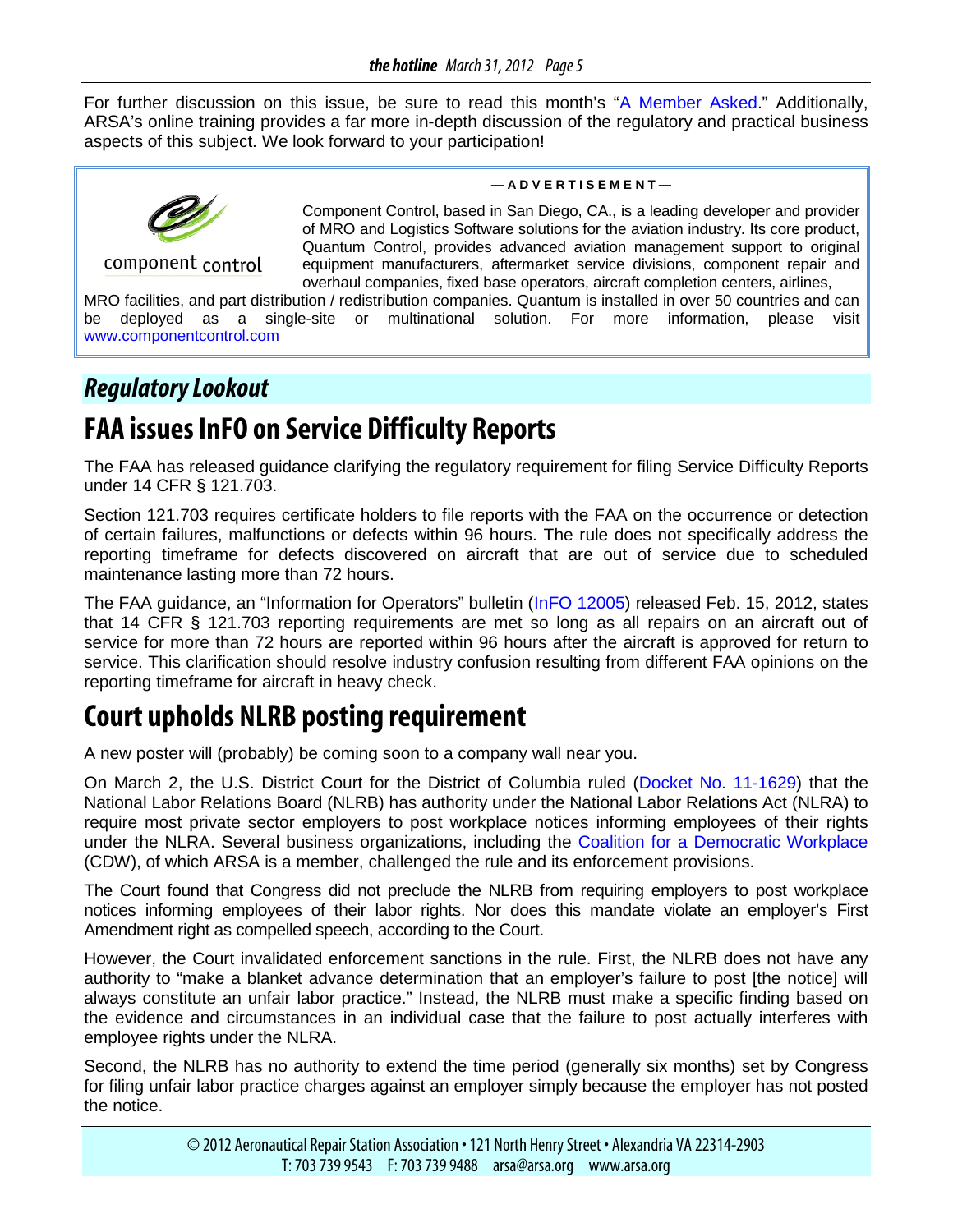For further discussion on this issue, be sure to read this month's "A Member Asked." Additionally, ARSA's online training provides a far more in-depth discussion of the regulatory and practical business aspects of this subject. We look forward to your participation!

— ADVERTISEMENT —

component control

Component Control, based in San Diego, CA., is a leading developer and provider of MRO and Logistics Software solutions for the aviation industry. Its core product, Quantum Control, provides advanced aviation management support to original equipment manufacturers, aftermarket service divisions, component repair and overhaul companies, fixed base operators, aircraft completion centers, airlines, MRO facilities, and part distribution / redistribution companies. Quantum is installed in over 50 countries and can be deployed as a single-site or multinational solution. For more information, please visit www.componentcontrol.com

## *Regulatory Lookout*

# FAA issues InFO on Service Difficulty Reports

The FAA has released guidance clarifying the regulatory requirement for filing Service Difficulty Reports under 14 CFR § 121.703.

Section 121.703 requires certificate holders to file reports with the FAA on the occurrence or detection of certain failures, malfunctions or defects within 96 hours. The rule does not specifically address the reporting timeframe for defects discovered on aircraft that are out of service due to scheduled maintenance lasting more than 72 hours.

The FAA guidance, an "Information for Operators" bulletin (InFO 12005) released Feb. 15, 2012, states that 14 CFR § 121.703 reporting requirements are met so long as all repairs on an aircraft out of service for more than 72 hours are reported within 96 hours after the aircraft is approved for return to service. This clarification should resolve industry confusion resulting from different FAA opinions on the reporting timeframe for aircraft in heavy check.

# Court upholds NLRB posting requirement

A new poster will (probably) be coming soon to a company wall near you.

On March 2, the U.S. District Court for the District of Columbia ruled (Docket No. 11-1629) that the National Labor Relations Board (NLRB) has authority under the National Labor Relations Act (NLRA) to require most private sector employers to post workplace notices informing employees of their rights under the NLRA. Several business organizations, including the Coalition for a Democratic Workplace (CDW), of which ARSA is a member, challenged the rule and its enforcement provisions.

The Court found that Congress did not preclude the NLRB from requiring employers to post workplace notices informing employees of their labor rights. Nor does this mandate violate an employer's First Amendment right as compelled speech, according to the Court.

However, the Court invalidated enforcement sanctions in the rule. First, the NLRB does not have any authority to "make a blanket advance determination that an employer's failure to post [the notice] will always constitute an unfair labor practice." Instead, the NLRB must make a specific finding based on the evidence and circumstances in an individual case that the failure to post actually interferes with employee rights under the NLRA.

Second, the NLRB has no authority to extend the time period (generally six months) set by Congress for filing unfair labor practice charges against an employer simply because the employer has not posted the notice.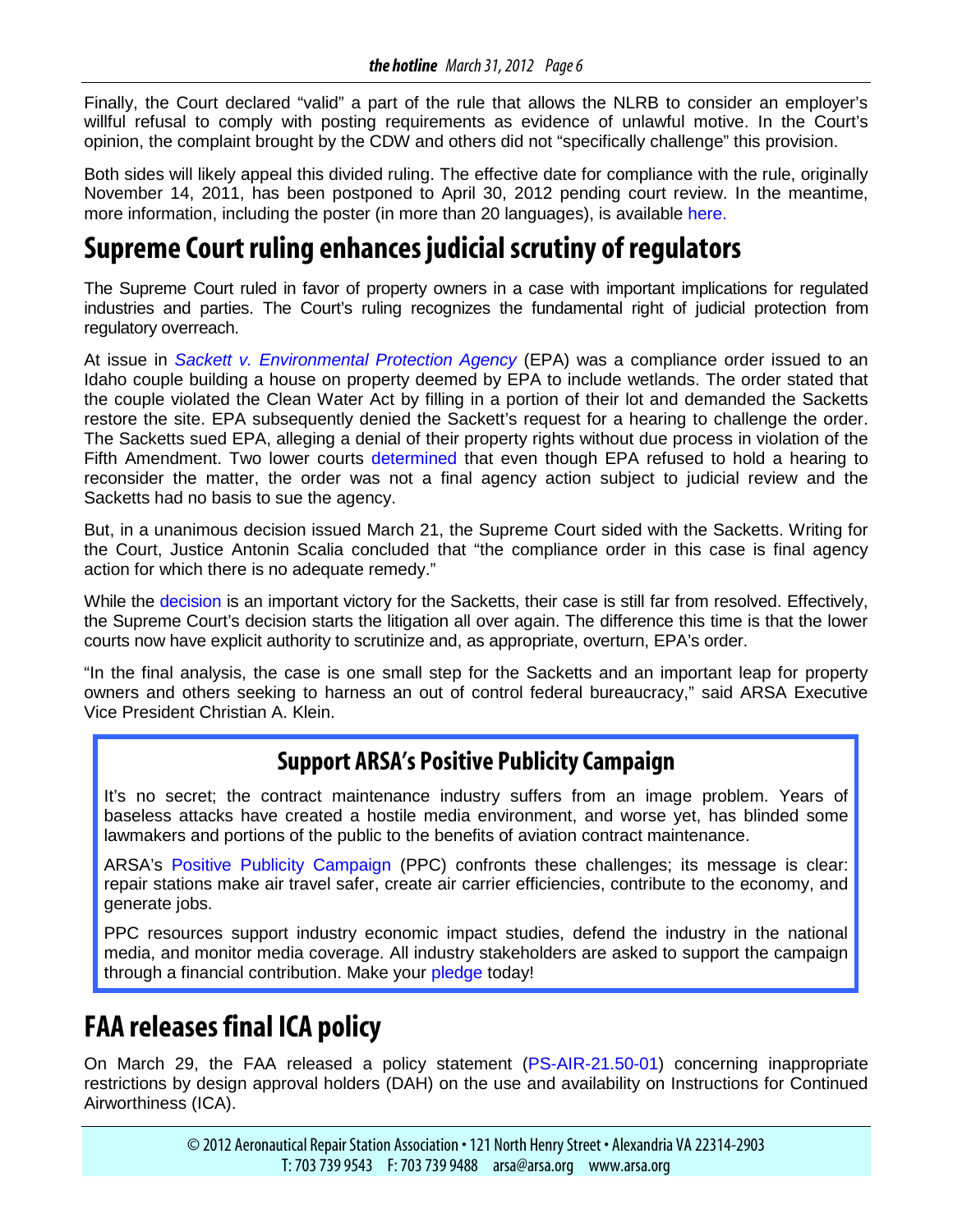Finally, the Court declared "valid" a part of the rule that allows the NLRB to consider an employer's willful refusal to comply with posting requirements as evidence of unlawful motive. In the Court's opinion, the complaint brought by the CDW and others did not "specifically challenge" this provision.

Both sides will likely appeal this divided ruling. The effective date for compliance with the rule, originally November 14, 2011, has been postponed to April 30, 2012 pending court review. In the meantime, more information, including the poster (in more than 20 languages), is available here.

# Supreme Court ruling enhances judicial scrutiny of regulators

The Supreme Court ruled in favor of property owners in a case with important implications for regulated industries and parties. The Court's ruling recognizes the fundamental right of judicial protection from regulatory overreach.

At issue in *Sackett v. Environmental Protection Agency* (EPA) was a compliance order issued to an Idaho couple building a house on property deemed by EPA to include wetlands. The order stated that the couple violated the Clean Water Act by filling in a portion of their lot and demanded the Sacketts restore the site. EPA subsequently denied the Sackett's request for a hearing to challenge the order. The Sacketts sued EPA, alleging a denial of their property rights without due process in violation of the Fifth Amendment. Two lower courts determined that even though EPA refused to hold a hearing to reconsider the matter, the order was not a final agency action subject to judicial review and the Sacketts had no basis to sue the agency.

But, in a unanimous decision issued March 21, the Supreme Court sided with the Sacketts. Writing for the Court, Justice Antonin Scalia concluded that "the compliance order in this case is final agency action for which there is no adequate remedy."

While the decision is an important victory for the Sacketts, their case is still far from resolved. Effectively, the Supreme Court's decision starts the litigation all over again. The difference this time is that the lower courts now have explicit authority to scrutinize and, as appropriate, overturn, EPA's order.

"In the final analysis, the case is one small step for the Sacketts and an important leap for property owners and others seeking to harness an out of control federal bureaucracy," said ARSA Executive Vice President Christian A. Klein.

## Support ARSA's Positive Publicity Campaign

It's no secret; the contract maintenance industry suffers from an image problem. Years of baseless attacks have created a hostile media environment, and worse yet, has blinded some lawmakers and portions of the public to the benefits of aviation contract maintenance.

ARSA's Positive Publicity Campaign (PPC) confronts these challenges; its message is clear: repair stations make air travel safer, create air carrier efficiencies, contribute to the economy, and generate jobs.

PPC resources support industry economic impact studies, defend the industry in the national media, and monitor media coverage. All industry stakeholders are asked to support the campaign through a financial contribution. Make your pledge today!

# FAA releases final ICA policy

On March 29, the FAA released a policy statement (PS-AIR-21.50-01) concerning inappropriate restrictions by design approval holders (DAH) on the use and availability on Instructions for Continued Airworthiness (ICA).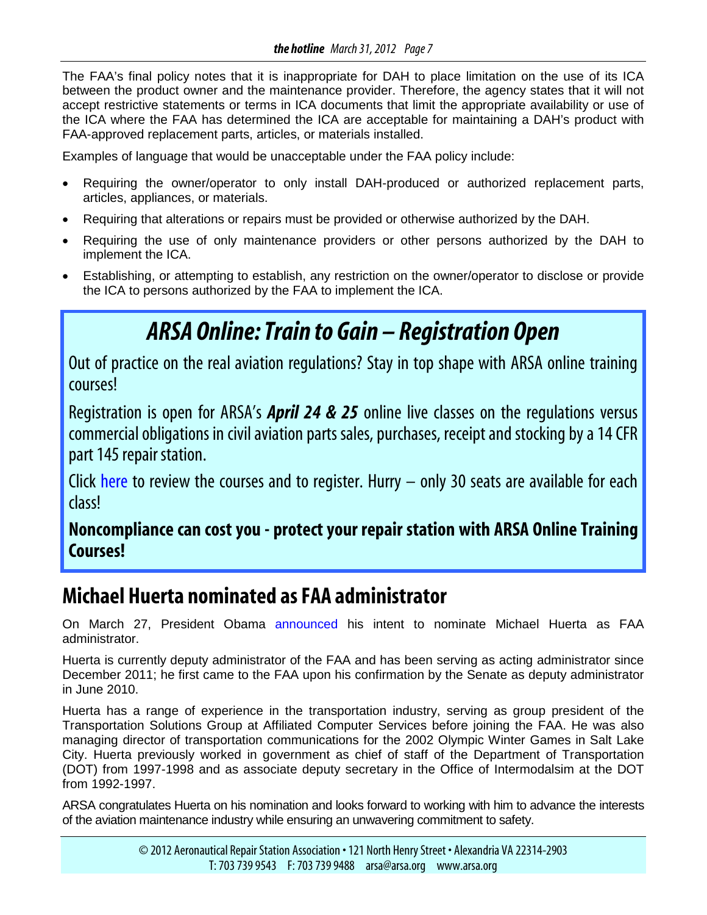The FAA's final policy notes that it is inappropriate for DAH to place limitation on the use of its ICA between the product owner and the maintenance provider. Therefore, the agency states that it will not accept restrictive statements or terms in ICA documents that limit the appropriate availability or use of the ICA where the FAA has determined the ICA are acceptable for maintaining a DAH's product with FAA-approved replacement parts, articles, or materials installed.

Examples of language that would be unacceptable under the FAA policy include:

- Requiring the owner/operator to only install DAH-produced or authorized replacement parts, articles, appliances, or materials.
- Requiring that alterations or repairs must be provided or otherwise authorized by the DAH.
- Requiring the use of only maintenance providers or other persons authorized by the DAH to implement the ICA.
- Establishing, or attempting to establish, any restriction on the owner/operator to disclose or provide the ICA to persons authorized by the FAA to implement the ICA.

## *ARSA Online: Train to Gain – Registration Open*

Out of practice on the real aviation regulations? Stay in top shape with ARSA online training courses!

Registration is open for ARSA's ***April 24 & 25*** online live classes on the regulations versus commercial obligations in civil aviation parts sales, purchases, receipt and stocking by a 14 CFR part 145 repair station.

Click here to review the courses and to register. Hurry – only 30 seats are available for each class!

**Noncompliance can cost you - protect your repair station with ARSA Online Training Courses!**

## Michael Huerta nominated as FAA administrator

On March 27, President Obama announced his intent to nominate Michael Huerta as FAA administrator.

Huerta is currently deputy administrator of the FAA and has been serving as acting administrator since December 2011; he first came to the FAA upon his confirmation by the Senate as deputy administrator in June 2010.

Huerta has a range of experience in the transportation industry, serving as group president of the Transportation Solutions Group at Affiliated Computer Services before joining the FAA. He was also managing director of transportation communications for the 2002 Olympic Winter Games in Salt Lake City. Huerta previously worked in government as chief of staff of the Department of Transportation (DOT) from 1997-1998 and as associate deputy secretary in the Office of Intermodalsim at the DOT from 1992-1997.

ARSA congratulates Huerta on his nomination and looks forward to working with him to advance the interests of the aviation maintenance industry while ensuring an unwavering commitment to safety.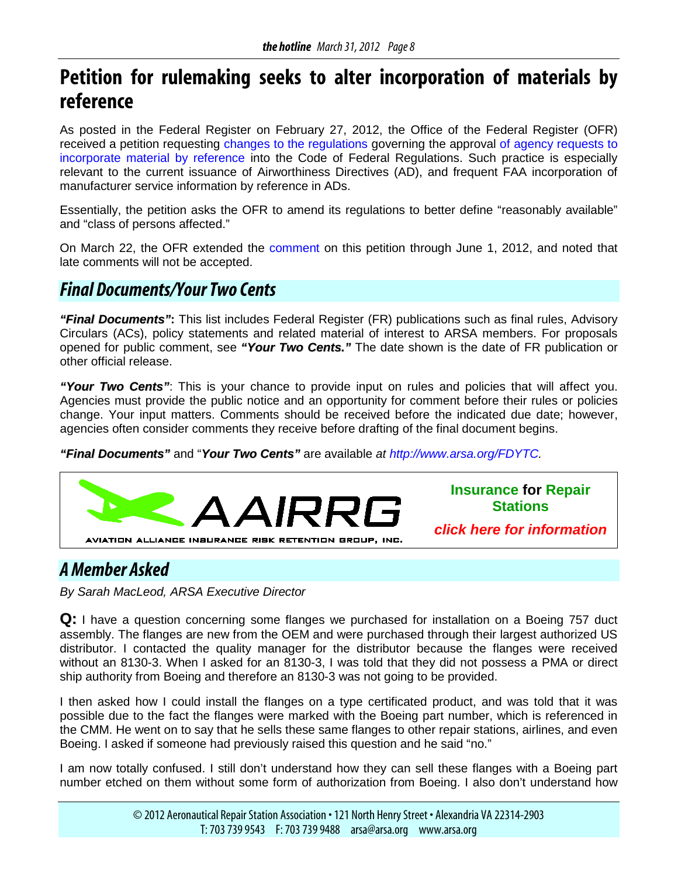# Petition for rulemaking seeks to alter incorporation of materials by reference

As posted in the Federal Register on February 27, 2012, the Office of the Federal Register (OFR) received a petition requesting changes to the regulations governing the approval of agency requests to incorporate material by reference into the Code of Federal Regulations. Such practice is especially relevant to the current issuance of Airworthiness Directives (AD), and frequent FAA incorporation of manufacturer service information by reference in ADs.

Essentially, the petition asks the OFR to amend its regulations to better define "reasonably available" and "class of persons affected."

On March 22, the OFR extended the comment on this petition through June 1, 2012, and noted that late comments will not be accepted.

## Final Documents/Your Two Cents

***"Final Documents"*:** This list includes Federal Register (FR) publications such as final rules, Advisory Circulars (ACs), policy statements and related material of interest to ARSA members. For proposals opened for public comment, see ***"Your Two Cents."*** The date shown is the date of FR publication or other official release.

***"Your Two Cents"***: This is your chance to provide input on rules and policies that will affect you. Agencies must provide the public notice and an opportunity for comment before their rules or policies change. Your input matters. Comments should be received before the indicated due date; however, agencies often consider comments they receive before drafting of the final document begins.

***"Final Documents"*** and "***Your Two Cents"*** are available *at http://www.arsa.org/FDYTC.*

AAIRRG

AVIATION ALLIANCE INSURANCE RISK RETENTION GROUP, INC.

**Insurance for Repair Stations**

***click here for information***

## A Member Asked

*By Sarah MacLeod, ARSA Executive Director*

**Q:** I have a question concerning some flanges we purchased for installation on a Boeing 757 duct assembly. The flanges are new from the OEM and were purchased through their largest authorized US distributor. I contacted the quality manager for the distributor because the flanges were received without an 8130-3. When I asked for an 8130-3, I was told that they did not possess a PMA or direct ship authority from Boeing and therefore an 8130-3 was not going to be provided.

I then asked how I could install the flanges on a type certificated product, and was told that it was possible due to the fact the flanges were marked with the Boeing part number, which is referenced in the CMM. He went on to say that he sells these same flanges to other repair stations, airlines, and even Boeing. I asked if someone had previously raised this question and he said "no."

I am now totally confused. I still don't understand how they can sell these flanges with a Boeing part number etched on them without some form of authorization from Boeing. I also don't understand how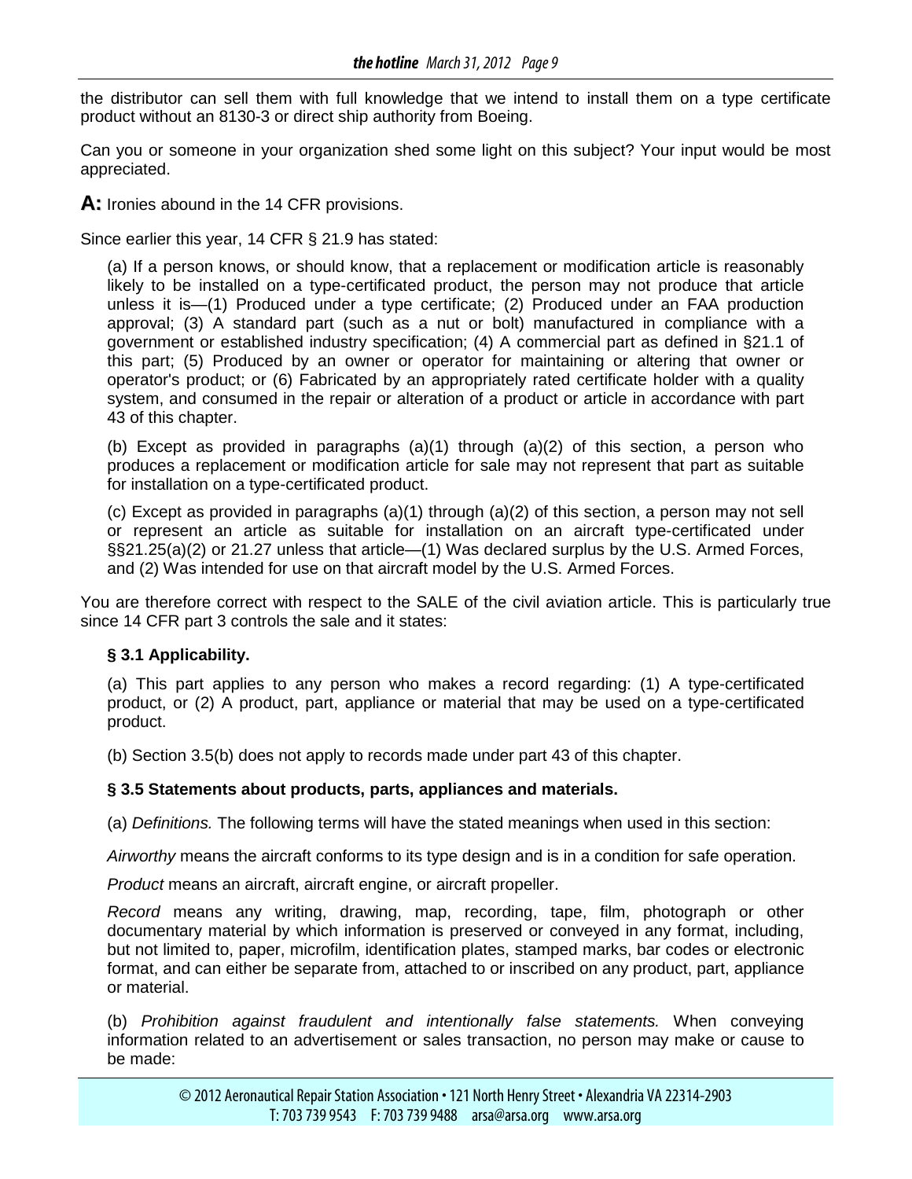the distributor can sell them with full knowledge that we intend to install them on a type certificate product without an 8130-3 or direct ship authority from Boeing.

Can you or someone in your organization shed some light on this subject? Your input would be most appreciated.

**A:** Ironies abound in the 14 CFR provisions.

Since earlier this year, 14 CFR § 21.9 has stated:

> (a) If a person knows, or should know, that a replacement or modification article is reasonably likely to be installed on a type-certificated product, the person may not produce that article unless it is—(1) Produced under a type certificate; (2) Produced under an FAA production approval; (3) A standard part (such as a nut or bolt) manufactured in compliance with a government or established industry specification; (4) A commercial part as defined in §21.1 of this part; (5) Produced by an owner or operator for maintaining or altering that owner or operator's product; or (6) Fabricated by an appropriately rated certificate holder with a quality system, and consumed in the repair or alteration of a product or article in accordance with part 43 of this chapter.
>
> (b) Except as provided in paragraphs (a)(1) through (a)(2) of this section, a person who produces a replacement or modification article for sale may not represent that part as suitable for installation on a type-certificated product.
>
> (c) Except as provided in paragraphs (a)(1) through (a)(2) of this section, a person may not sell or represent an article as suitable for installation on an aircraft type-certificated under §§21.25(a)(2) or 21.27 unless that article—(1) Was declared surplus by the U.S. Armed Forces, and (2) Was intended for use on that aircraft model by the U.S. Armed Forces.

You are therefore correct with respect to the SALE of the civil aviation article. This is particularly true since 14 CFR part 3 controls the sale and it states:

> **§ 3.1 Applicability.**
>
> (a) This part applies to any person who makes a record regarding: (1) A type-certificated product, or (2) A product, part, appliance or material that may be used on a type-certificated product.
>
> (b) Section 3.5(b) does not apply to records made under part 43 of this chapter.
>
> **§ 3.5 Statements about products, parts, appliances and materials.**
>
> (a) *Definitions.* The following terms will have the stated meanings when used in this section:
>
> *Airworthy* means the aircraft conforms to its type design and is in a condition for safe operation.
>
> *Product* means an aircraft, aircraft engine, or aircraft propeller.
>
> *Record* means any writing, drawing, map, recording, tape, film, photograph or other documentary material by which information is preserved or conveyed in any format, including, but not limited to, paper, microfilm, identification plates, stamped marks, bar codes or electronic format, and can either be separate from, attached to or inscribed on any product, part, appliance or material.
>
> (b) *Prohibition against fraudulent and intentionally false statements.* When conveying information related to an advertisement or sales transaction, no person may make or cause to be made: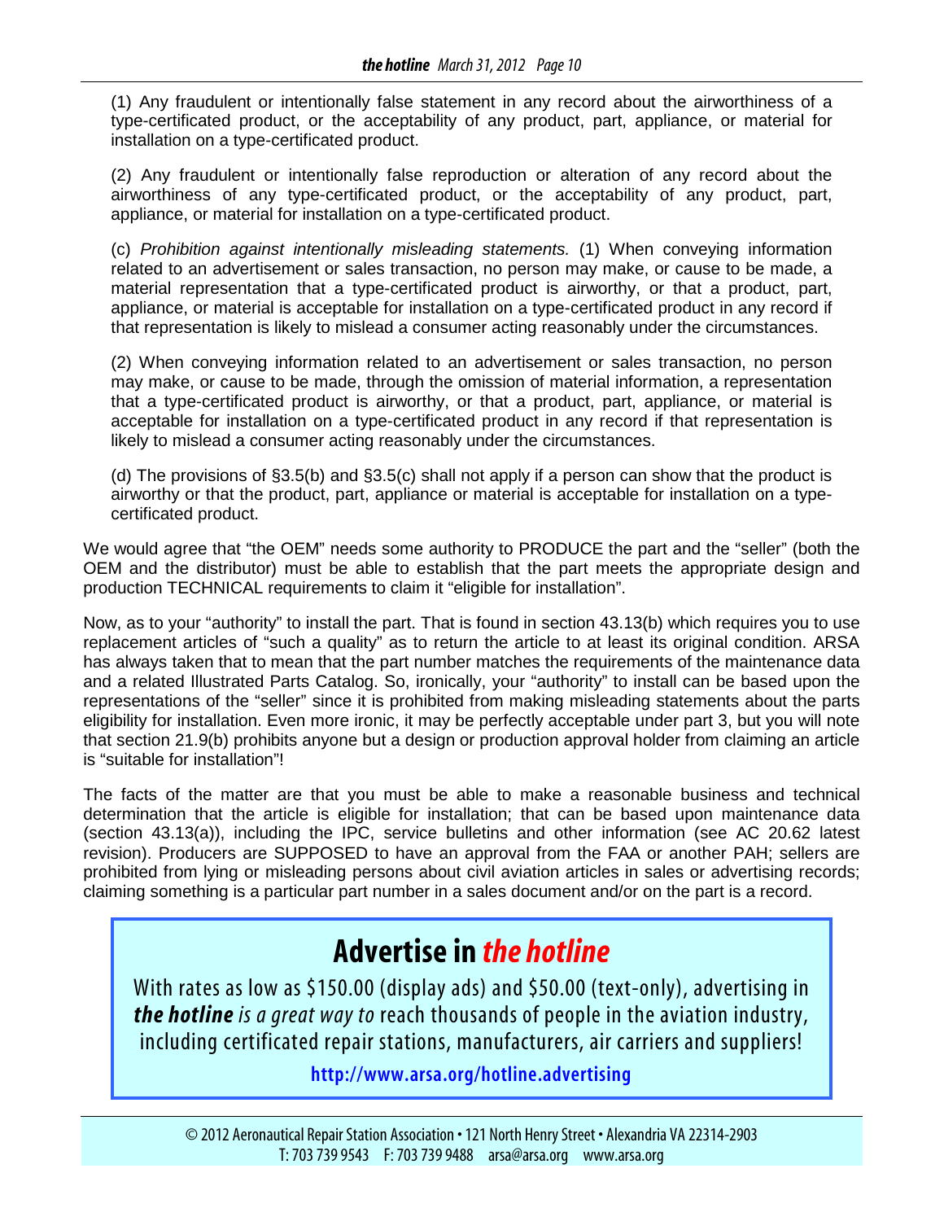(1) Any fraudulent or intentionally false statement in any record about the airworthiness of a type-certificated product, or the acceptability of any product, part, appliance, or material for installation on a type-certificated product.

(2) Any fraudulent or intentionally false reproduction or alteration of any record about the airworthiness of any type-certificated product, or the acceptability of any product, part, appliance, or material for installation on a type-certificated product.

(c) *Prohibition against intentionally misleading statements.* (1) When conveying information related to an advertisement or sales transaction, no person may make, or cause to be made, a material representation that a type-certificated product is airworthy, or that a product, part, appliance, or material is acceptable for installation on a type-certificated product in any record if that representation is likely to mislead a consumer acting reasonably under the circumstances.

(2) When conveying information related to an advertisement or sales transaction, no person may make, or cause to be made, through the omission of material information, a representation that a type-certificated product is airworthy, or that a product, part, appliance, or material is acceptable for installation on a type-certificated product in any record if that representation is likely to mislead a consumer acting reasonably under the circumstances.

(d) The provisions of §3.5(b) and §3.5(c) shall not apply if a person can show that the product is airworthy or that the product, part, appliance or material is acceptable for installation on a type-certificated product.

We would agree that "the OEM" needs some authority to PRODUCE the part and the "seller" (both the OEM and the distributor) must be able to establish that the part meets the appropriate design and production TECHNICAL requirements to claim it "eligible for installation".

Now, as to your "authority" to install the part. That is found in section 43.13(b) which requires you to use replacement articles of "such a quality" as to return the article to at least its original condition. ARSA has always taken that to mean that the part number matches the requirements of the maintenance data and a related Illustrated Parts Catalog. So, ironically, your "authority" to install can be based upon the representations of the "seller" since it is prohibited from making misleading statements about the parts eligibility for installation. Even more ironic, it may be perfectly acceptable under part 3, but you will note that section 21.9(b) prohibits anyone but a design or production approval holder from claiming an article is "suitable for installation"!

The facts of the matter are that you must be able to make a reasonable business and technical determination that the article is eligible for installation; that can be based upon maintenance data (section 43.13(a)), including the IPC, service bulletins and other information (see AC 20.62 latest revision). Producers are SUPPOSED to have an approval from the FAA or another PAH; sellers are prohibited from lying or misleading persons about civil aviation articles in sales or advertising records; claiming something is a particular part number in a sales document and/or on the part is a record.

## Advertise in *the hotline*

With rates as low as $150.00 (display ads) and $50.00 (text-only), advertising in ***the hotline*** *is a great way to* reach thousands of people in the aviation industry, including certificated repair stations, manufacturers, air carriers and suppliers!

**http://www.arsa.org/hotline.advertising**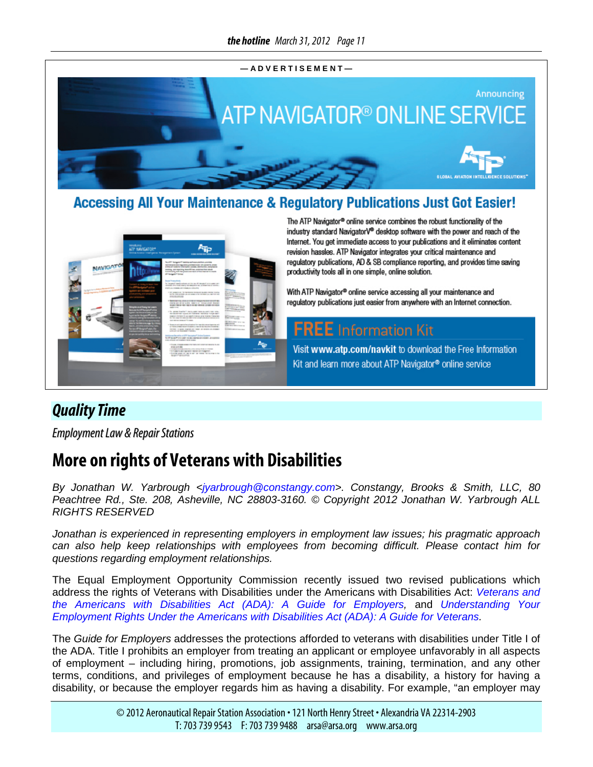—ADVERTISEMENT—

Announcing

# ATP NAVIGATOR® ONLINE SERVICE

GLOBAL AVIATION INTELLIGENCE SOLUTIONS™

## Accessing All Your Maintenance & Regulatory Publications Just Got Easier!

The ATP Navigator® online service combines the robust functionality of the industry standard NavigatorV® desktop software with the power and reach of the Internet. You get immediate access to your publications and it eliminates content revision hassles. ATP Navigator integrates your critical maintenance and regulatory publications, AD & SB compliance reporting, and provides time saving productivity tools all in one simple, online solution.

With ATP Navigator® online service accessing all your maintenance and regulatory publications just easier from anywhere with an Internet connection.

**FREE** Information Kit

Visit **www.atp.com/navkit** to download the Free Information Kit and learn more about ATP Navigator® online service

## *Quality Time*

*Employment Law & Repair Stations*

# More on rights of Veterans with Disabilities

*By Jonathan W. Yarbrough <jyarbrough@constangy.com>. Constangy, Brooks & Smith, LLC, 80 Peachtree Rd., Ste. 208, Asheville, NC 28803-3160. © Copyright 2012 Jonathan W. Yarbrough ALL RIGHTS RESERVED*

*Jonathan is experienced in representing employers in employment law issues; his pragmatic approach can also help keep relationships with employees from becoming difficult. Please contact him for questions regarding employment relationships.*

The Equal Employment Opportunity Commission recently issued two revised publications which address the rights of Veterans with Disabilities under the Americans with Disabilities Act: *Veterans and the Americans with Disabilities Act (ADA): A Guide for Employers*, and *Understanding Your Employment Rights Under the Americans with Disabilities Act (ADA): A Guide for Veterans.*

The *Guide for Employers* addresses the protections afforded to veterans with disabilities under Title I of the ADA. Title I prohibits an employer from treating an applicant or employee unfavorably in all aspects of employment – including hiring, promotions, job assignments, training, termination, and any other terms, conditions, and privileges of employment because he has a disability, a history for having a disability, or because the employer regards him as having a disability. For example, "an employer may

© 2012 Aeronautical Repair Station Association • 121 North Henry Street • Alexandria VA 22314-2903
T: 703 739 9543 F: 703 739 9488 arsa@arsa.org www.arsa.org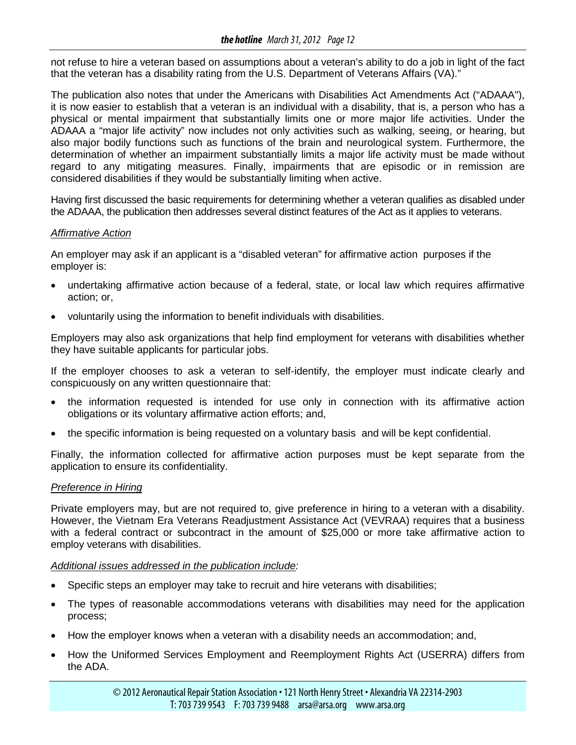not refuse to hire a veteran based on assumptions about a veteran's ability to do a job in light of the fact that the veteran has a disability rating from the U.S. Department of Veterans Affairs (VA)."

The publication also notes that under the Americans with Disabilities Act Amendments Act ("ADAAA"), it is now easier to establish that a veteran is an individual with a disability, that is, a person who has a physical or mental impairment that substantially limits one or more major life activities. Under the ADAAA a "major life activity" now includes not only activities such as walking, seeing, or hearing, but also major bodily functions such as functions of the brain and neurological system. Furthermore, the determination of whether an impairment substantially limits a major life activity must be made without regard to any mitigating measures. Finally, impairments that are episodic or in remission are considered disabilities if they would be substantially limiting when active.

Having first discussed the basic requirements for determining whether a veteran qualifies as disabled under the ADAAA, the publication then addresses several distinct features of the Act as it applies to veterans.

*Affirmative Action*

An employer may ask if an applicant is a "disabled veteran" for affirmative action purposes if the employer is:

- undertaking affirmative action because of a federal, state, or local law which requires affirmative action; or,
- voluntarily using the information to benefit individuals with disabilities.

Employers may also ask organizations that help find employment for veterans with disabilities whether they have suitable applicants for particular jobs.

If the employer chooses to ask a veteran to self-identify, the employer must indicate clearly and conspicuously on any written questionnaire that:

- the information requested is intended for use only in connection with its affirmative action obligations or its voluntary affirmative action efforts; and,
- the specific information is being requested on a voluntary basis and will be kept confidential.

Finally, the information collected for affirmative action purposes must be kept separate from the application to ensure its confidentiality.

*Preference in Hiring*

Private employers may, but are not required to, give preference in hiring to a veteran with a disability. However, the Vietnam Era Veterans Readjustment Assistance Act (VEVRAA) requires that a business with a federal contract or subcontract in the amount of $25,000 or more take affirmative action to employ veterans with disabilities.

*Additional issues addressed in the publication include:*

- Specific steps an employer may take to recruit and hire veterans with disabilities;
- The types of reasonable accommodations veterans with disabilities may need for the application process;
- How the employer knows when a veteran with a disability needs an accommodation; and,
- How the Uniformed Services Employment and Reemployment Rights Act (USERRA) differs from the ADA.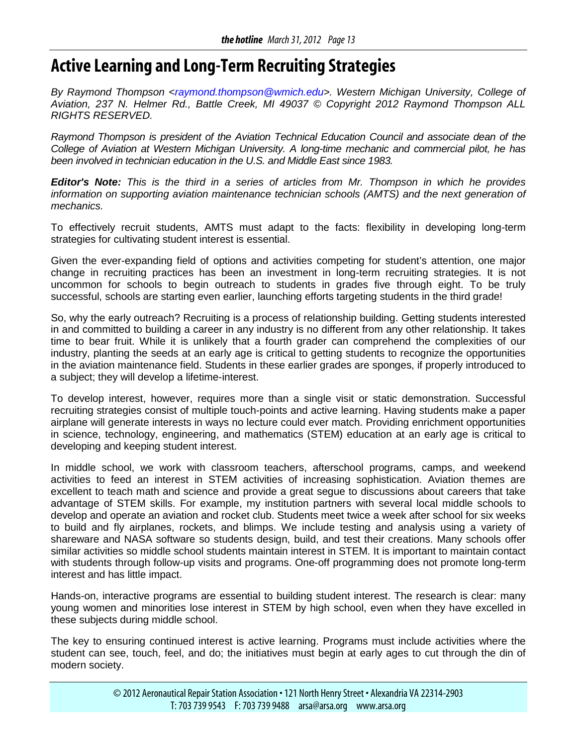# Active Learning and Long-Term Recruiting Strategies

*By Raymond Thompson <raymond.thompson@wmich.edu>. Western Michigan University, College of Aviation, 237 N. Helmer Rd., Battle Creek, MI 49037 © Copyright 2012 Raymond Thompson ALL RIGHTS RESERVED.*

*Raymond Thompson is president of the Aviation Technical Education Council and associate dean of the College of Aviation at Western Michigan University. A long-time mechanic and commercial pilot, he has been involved in technician education in the U.S. and Middle East since 1983.*

***Editor's Note:*** *This is the third in a series of articles from Mr. Thompson in which he provides information on supporting aviation maintenance technician schools (AMTS) and the next generation of mechanics.*

To effectively recruit students, AMTS must adapt to the facts: flexibility in developing long-term strategies for cultivating student interest is essential.

Given the ever-expanding field of options and activities competing for student's attention, one major change in recruiting practices has been an investment in long-term recruiting strategies. It is not uncommon for schools to begin outreach to students in grades five through eight. To be truly successful, schools are starting even earlier, launching efforts targeting students in the third grade!

So, why the early outreach? Recruiting is a process of relationship building. Getting students interested in and committed to building a career in any industry is no different from any other relationship. It takes time to bear fruit. While it is unlikely that a fourth grader can comprehend the complexities of our industry, planting the seeds at an early age is critical to getting students to recognize the opportunities in the aviation maintenance field. Students in these earlier grades are sponges, if properly introduced to a subject; they will develop a lifetime-interest.

To develop interest, however, requires more than a single visit or static demonstration. Successful recruiting strategies consist of multiple touch-points and active learning. Having students make a paper airplane will generate interests in ways no lecture could ever match. Providing enrichment opportunities in science, technology, engineering, and mathematics (STEM) education at an early age is critical to developing and keeping student interest.

In middle school, we work with classroom teachers, afterschool programs, camps, and weekend activities to feed an interest in STEM activities of increasing sophistication. Aviation themes are excellent to teach math and science and provide a great segue to discussions about careers that take advantage of STEM skills. For example, my institution partners with several local middle schools to develop and operate an aviation and rocket club. Students meet twice a week after school for six weeks to build and fly airplanes, rockets, and blimps. We include testing and analysis using a variety of shareware and NASA software so students design, build, and test their creations. Many schools offer similar activities so middle school students maintain interest in STEM. It is important to maintain contact with students through follow-up visits and programs. One-off programming does not promote long-term interest and has little impact.

Hands-on, interactive programs are essential to building student interest. The research is clear: many young women and minorities lose interest in STEM by high school, even when they have excelled in these subjects during middle school.

The key to ensuring continued interest is active learning. Programs must include activities where the student can see, touch, feel, and do; the initiatives must begin at early ages to cut through the din of modern society.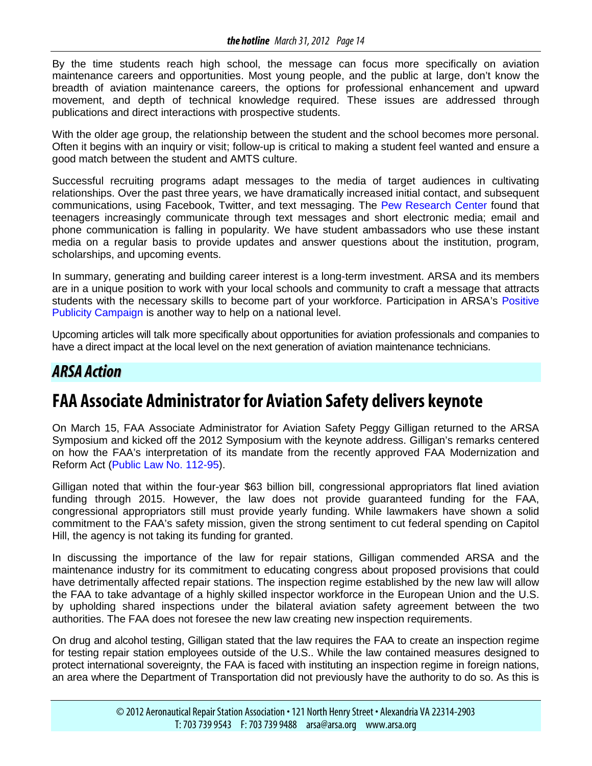By the time students reach high school, the message can focus more specifically on aviation maintenance careers and opportunities. Most young people, and the public at large, don't know the breadth of aviation maintenance careers, the options for professional enhancement and upward movement, and depth of technical knowledge required. These issues are addressed through publications and direct interactions with prospective students.

With the older age group, the relationship between the student and the school becomes more personal. Often it begins with an inquiry or visit; follow-up is critical to making a student feel wanted and ensure a good match between the student and AMTS culture.

Successful recruiting programs adapt messages to the media of target audiences in cultivating relationships. Over the past three years, we have dramatically increased initial contact, and subsequent communications, using Facebook, Twitter, and text messaging. The Pew Research Center found that teenagers increasingly communicate through text messages and short electronic media; email and phone communication is falling in popularity. We have student ambassadors who use these instant media on a regular basis to provide updates and answer questions about the institution, program, scholarships, and upcoming events.

In summary, generating and building career interest is a long-term investment. ARSA and its members are in a unique position to work with your local schools and community to craft a message that attracts students with the necessary skills to become part of your workforce. Participation in ARSA's Positive Publicity Campaign is another way to help on a national level.

Upcoming articles will talk more specifically about opportunities for aviation professionals and companies to have a direct impact at the local level on the next generation of aviation maintenance technicians.

## *ARSA Action*

# FAA Associate Administrator for Aviation Safety delivers keynote

On March 15, FAA Associate Administrator for Aviation Safety Peggy Gilligan returned to the ARSA Symposium and kicked off the 2012 Symposium with the keynote address. Gilligan's remarks centered on how the FAA's interpretation of its mandate from the recently approved FAA Modernization and Reform Act (Public Law No. 112-95).

Gilligan noted that within the four-year $63 billion bill, congressional appropriators flat lined aviation funding through 2015. However, the law does not provide guaranteed funding for the FAA, congressional appropriators still must provide yearly funding. While lawmakers have shown a solid commitment to the FAA's safety mission, given the strong sentiment to cut federal spending on Capitol Hill, the agency is not taking its funding for granted.

In discussing the importance of the law for repair stations, Gilligan commended ARSA and the maintenance industry for its commitment to educating congress about proposed provisions that could have detrimentally affected repair stations. The inspection regime established by the new law will allow the FAA to take advantage of a highly skilled inspector workforce in the European Union and the U.S. by upholding shared inspections under the bilateral aviation safety agreement between the two authorities. The FAA does not foresee the new law creating new inspection requirements.

On drug and alcohol testing, Gilligan stated that the law requires the FAA to create an inspection regime for testing repair station employees outside of the U.S.. While the law contained measures designed to protect international sovereignty, the FAA is faced with instituting an inspection regime in foreign nations, an area where the Department of Transportation did not previously have the authority to do so. As this is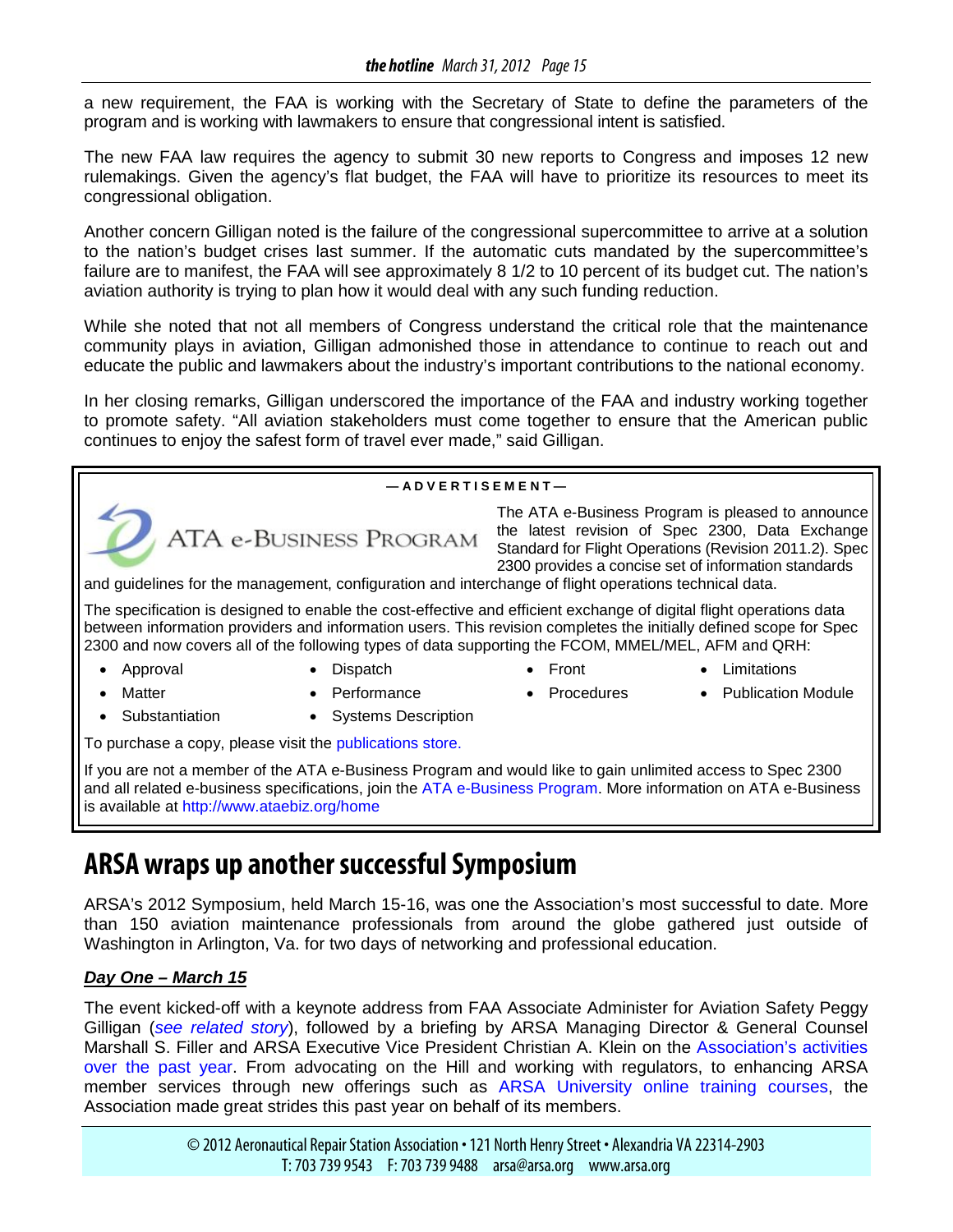a new requirement, the FAA is working with the Secretary of State to define the parameters of the program and is working with lawmakers to ensure that congressional intent is satisfied.

The new FAA law requires the agency to submit 30 new reports to Congress and imposes 12 new rulemakings. Given the agency's flat budget, the FAA will have to prioritize its resources to meet its congressional obligation.

Another concern Gilligan noted is the failure of the congressional supercommittee to arrive at a solution to the nation's budget crises last summer. If the automatic cuts mandated by the supercommittee's failure are to manifest, the FAA will see approximately 8 1/2 to 10 percent of its budget cut. The nation's aviation authority is trying to plan how it would deal with any such funding reduction.

While she noted that not all members of Congress understand the critical role that the maintenance community plays in aviation, Gilligan admonished those in attendance to continue to reach out and educate the public and lawmakers about the industry's important contributions to the national economy.

In her closing remarks, Gilligan underscored the importance of the FAA and industry working together to promote safety. "All aviation stakeholders must come together to ensure that the American public continues to enjoy the safest form of travel ever made," said Gilligan.

**—ADVERTISEMENT—**

ATA e-Business Program

The ATA e-Business Program is pleased to announce the latest revision of Spec 2300, Data Exchange Standard for Flight Operations (Revision 2011.2). Spec 2300 provides a concise set of information standards and guidelines for the management, configuration and interchange of flight operations technical data.

The specification is designed to enable the cost-effective and efficient exchange of digital flight operations data between information providers and information users. This revision completes the initially defined scope for Spec 2300 and now covers all of the following types of data supporting the FCOM, MMEL/MEL, AFM and QRH:

- Approval
- Dispatch
- Front
- Limitations
- Matter
- Performance
- Procedures
- Publication Module
- Substantiation
- Systems Description

To purchase a copy, please visit the publications store.

If you are not a member of the ATA e-Business Program and would like to gain unlimited access to Spec 2300 and all related e-business specifications, join the ATA e-Business Program. More information on ATA e-Business is available at http://www.ataebiz.org/home

# ARSA wraps up another successful Symposium

ARSA's 2012 Symposium, held March 15-16, was one the Association's most successful to date. More than 150 aviation maintenance professionals from around the globe gathered just outside of Washington in Arlington, Va. for two days of networking and professional education.

***Day One – March 15***

The event kicked-off with a keynote address from FAA Associate Administer for Aviation Safety Peggy Gilligan (*see related story*), followed by a briefing by ARSA Managing Director & General Counsel Marshall S. Filler and ARSA Executive Vice President Christian A. Klein on the Association's activities over the past year. From advocating on the Hill and working with regulators, to enhancing ARSA member services through new offerings such as ARSA University online training courses, the Association made great strides this past year on behalf of its members.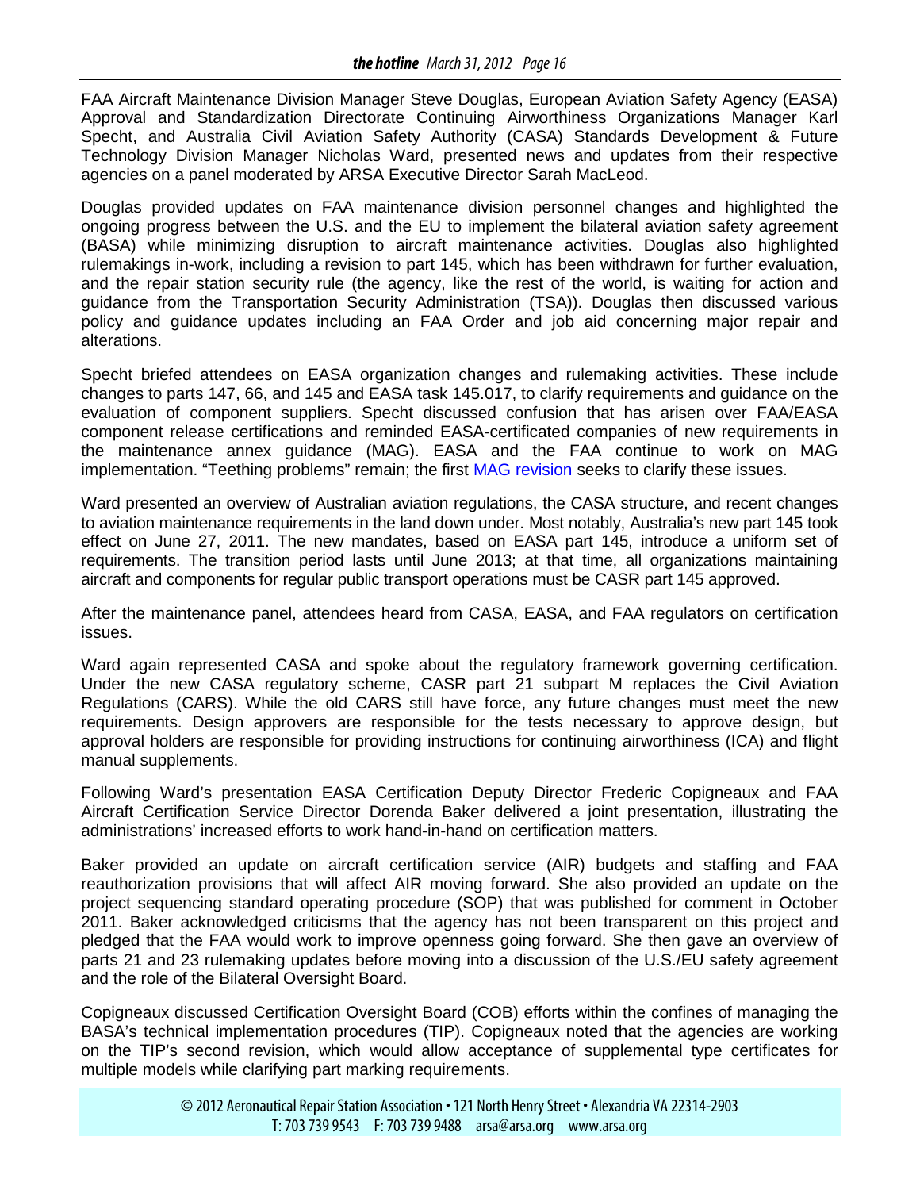FAA Aircraft Maintenance Division Manager Steve Douglas, European Aviation Safety Agency (EASA) Approval and Standardization Directorate Continuing Airworthiness Organizations Manager Karl Specht, and Australia Civil Aviation Safety Authority (CASA) Standards Development & Future Technology Division Manager Nicholas Ward, presented news and updates from their respective agencies on a panel moderated by ARSA Executive Director Sarah MacLeod.

Douglas provided updates on FAA maintenance division personnel changes and highlighted the ongoing progress between the U.S. and the EU to implement the bilateral aviation safety agreement (BASA) while minimizing disruption to aircraft maintenance activities. Douglas also highlighted rulemakings in-work, including a revision to part 145, which has been withdrawn for further evaluation, and the repair station security rule (the agency, like the rest of the world, is waiting for action and guidance from the Transportation Security Administration (TSA)). Douglas then discussed various policy and guidance updates including an FAA Order and job aid concerning major repair and alterations.

Specht briefed attendees on EASA organization changes and rulemaking activities. These include changes to parts 147, 66, and 145 and EASA task 145.017, to clarify requirements and guidance on the evaluation of component suppliers. Specht discussed confusion that has arisen over FAA/EASA component release certifications and reminded EASA-certificated companies of new requirements in the maintenance annex guidance (MAG). EASA and the FAA continue to work on MAG implementation. "Teething problems" remain; the first MAG revision seeks to clarify these issues.

Ward presented an overview of Australian aviation regulations, the CASA structure, and recent changes to aviation maintenance requirements in the land down under. Most notably, Australia's new part 145 took effect on June 27, 2011. The new mandates, based on EASA part 145, introduce a uniform set of requirements. The transition period lasts until June 2013; at that time, all organizations maintaining aircraft and components for regular public transport operations must be CASR part 145 approved.

After the maintenance panel, attendees heard from CASA, EASA, and FAA regulators on certification issues.

Ward again represented CASA and spoke about the regulatory framework governing certification. Under the new CASA regulatory scheme, CASR part 21 subpart M replaces the Civil Aviation Regulations (CARS). While the old CARS still have force, any future changes must meet the new requirements. Design approvers are responsible for the tests necessary to approve design, but approval holders are responsible for providing instructions for continuing airworthiness (ICA) and flight manual supplements.

Following Ward's presentation EASA Certification Deputy Director Frederic Copigneaux and FAA Aircraft Certification Service Director Dorenda Baker delivered a joint presentation, illustrating the administrations' increased efforts to work hand-in-hand on certification matters.

Baker provided an update on aircraft certification service (AIR) budgets and staffing and FAA reauthorization provisions that will affect AIR moving forward. She also provided an update on the project sequencing standard operating procedure (SOP) that was published for comment in October 2011. Baker acknowledged criticisms that the agency has not been transparent on this project and pledged that the FAA would work to improve openness going forward. She then gave an overview of parts 21 and 23 rulemaking updates before moving into a discussion of the U.S./EU safety agreement and the role of the Bilateral Oversight Board.

Copigneaux discussed Certification Oversight Board (COB) efforts within the confines of managing the BASA's technical implementation procedures (TIP). Copigneaux noted that the agencies are working on the TIP's second revision, which would allow acceptance of supplemental type certificates for multiple models while clarifying part marking requirements.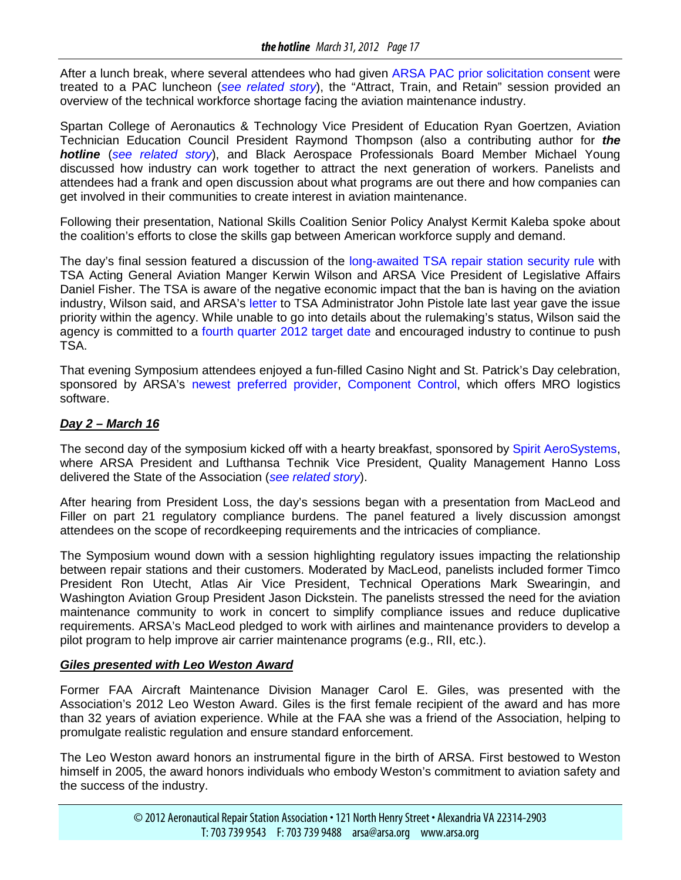After a lunch break, where several attendees who had given ARSA PAC prior solicitation consent were treated to a PAC luncheon (*see related story*), the "Attract, Train, and Retain" session provided an overview of the technical workforce shortage facing the aviation maintenance industry.

Spartan College of Aeronautics & Technology Vice President of Education Ryan Goertzen, Aviation Technician Education Council President Raymond Thompson (also a contributing author for ***the hotline*** (*see related story*), and Black Aerospace Professionals Board Member Michael Young discussed how industry can work together to attract the next generation of workers. Panelists and attendees had a frank and open discussion about what programs are out there and how companies can get involved in their communities to create interest in aviation maintenance.

Following their presentation, National Skills Coalition Senior Policy Analyst Kermit Kaleba spoke about the coalition's efforts to close the skills gap between American workforce supply and demand.

The day's final session featured a discussion of the long-awaited TSA repair station security rule with TSA Acting General Aviation Manger Kerwin Wilson and ARSA Vice President of Legislative Affairs Daniel Fisher. The TSA is aware of the negative economic impact that the ban is having on the aviation industry, Wilson said, and ARSA's letter to TSA Administrator John Pistole late last year gave the issue priority within the agency. While unable to go into details about the rulemaking's status, Wilson said the agency is committed to a fourth quarter 2012 target date and encouraged industry to continue to push TSA.

That evening Symposium attendees enjoyed a fun-filled Casino Night and St. Patrick's Day celebration, sponsored by ARSA's newest preferred provider, Component Control, which offers MRO logistics software.

## ***Day 2 – March 16***

The second day of the symposium kicked off with a hearty breakfast, sponsored by Spirit AeroSystems, where ARSA President and Lufthansa Technik Vice President, Quality Management Hanno Loss delivered the State of the Association (*see related story*).

After hearing from President Loss, the day's sessions began with a presentation from MacLeod and Filler on part 21 regulatory compliance burdens. The panel featured a lively discussion amongst attendees on the scope of recordkeeping requirements and the intricacies of compliance.

The Symposium wound down with a session highlighting regulatory issues impacting the relationship between repair stations and their customers. Moderated by MacLeod, panelists included former Timco President Ron Utecht, Atlas Air Vice President, Technical Operations Mark Swearingin, and Washington Aviation Group President Jason Dickstein. The panelists stressed the need for the aviation maintenance community to work in concert to simplify compliance issues and reduce duplicative requirements. ARSA's MacLeod pledged to work with airlines and maintenance providers to develop a pilot program to help improve air carrier maintenance programs (e.g., RII, etc.).

## ***Giles presented with Leo Weston Award***

Former FAA Aircraft Maintenance Division Manager Carol E. Giles, was presented with the Association's 2012 Leo Weston Award. Giles is the first female recipient of the award and has more than 32 years of aviation experience. While at the FAA she was a friend of the Association, helping to promulgate realistic regulation and ensure standard enforcement.

The Leo Weston award honors an instrumental figure in the birth of ARSA. First bestowed to Weston himself in 2005, the award honors individuals who embody Weston's commitment to aviation safety and the success of the industry.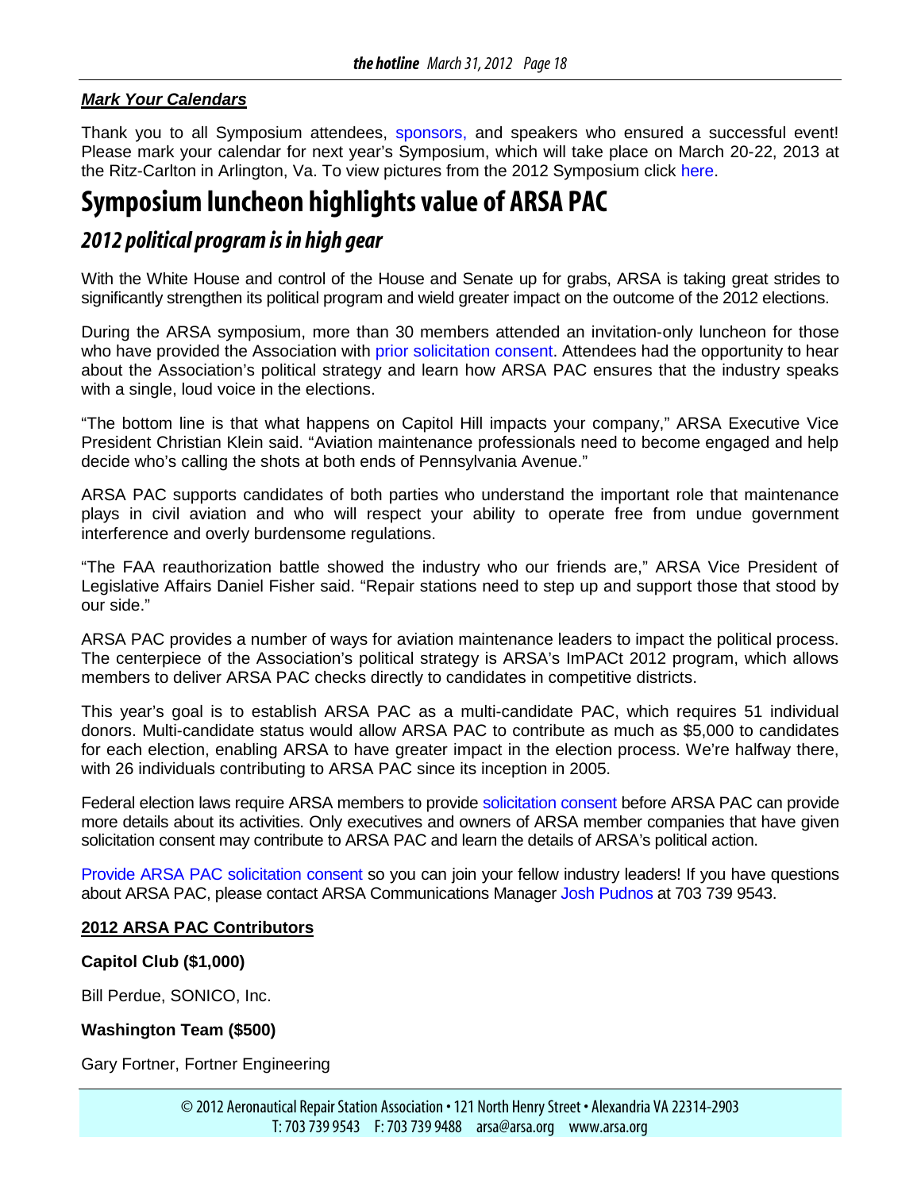***Mark Your Calendars***

Thank you to all Symposium attendees, sponsors, and speakers who ensured a successful event! Please mark your calendar for next year's Symposium, which will take place on March 20-22, 2013 at the Ritz-Carlton in Arlington, Va. To view pictures from the 2012 Symposium click here.

# Symposium luncheon highlights value of ARSA PAC

## *2012 political program is in high gear*

With the White House and control of the House and Senate up for grabs, ARSA is taking great strides to significantly strengthen its political program and wield greater impact on the outcome of the 2012 elections.

During the ARSA symposium, more than 30 members attended an invitation-only luncheon for those who have provided the Association with prior solicitation consent. Attendees had the opportunity to hear about the Association's political strategy and learn how ARSA PAC ensures that the industry speaks with a single, loud voice in the elections.

"The bottom line is that what happens on Capitol Hill impacts your company," ARSA Executive Vice President Christian Klein said. "Aviation maintenance professionals need to become engaged and help decide who's calling the shots at both ends of Pennsylvania Avenue."

ARSA PAC supports candidates of both parties who understand the important role that maintenance plays in civil aviation and who will respect your ability to operate free from undue government interference and overly burdensome regulations.

"The FAA reauthorization battle showed the industry who our friends are," ARSA Vice President of Legislative Affairs Daniel Fisher said. "Repair stations need to step up and support those that stood by our side."

ARSA PAC provides a number of ways for aviation maintenance leaders to impact the political process. The centerpiece of the Association's political strategy is ARSA's ImPACt 2012 program, which allows members to deliver ARSA PAC checks directly to candidates in competitive districts.

This year's goal is to establish ARSA PAC as a multi-candidate PAC, which requires 51 individual donors. Multi-candidate status would allow ARSA PAC to contribute as much as $5,000 to candidates for each election, enabling ARSA to have greater impact in the election process. We're halfway there, with 26 individuals contributing to ARSA PAC since its inception in 2005.

Federal election laws require ARSA members to provide solicitation consent before ARSA PAC can provide more details about its activities. Only executives and owners of ARSA member companies that have given solicitation consent may contribute to ARSA PAC and learn the details of ARSA's political action.

Provide ARSA PAC solicitation consent so you can join your fellow industry leaders! If you have questions about ARSA PAC, please contact ARSA Communications Manager Josh Pudnos at 703 739 9543.

**2012 ARSA PAC Contributors**

**Capitol Club ($1,000)**

Bill Perdue, SONICO, Inc.

**Washington Team ($500)**

Gary Fortner, Fortner Engineering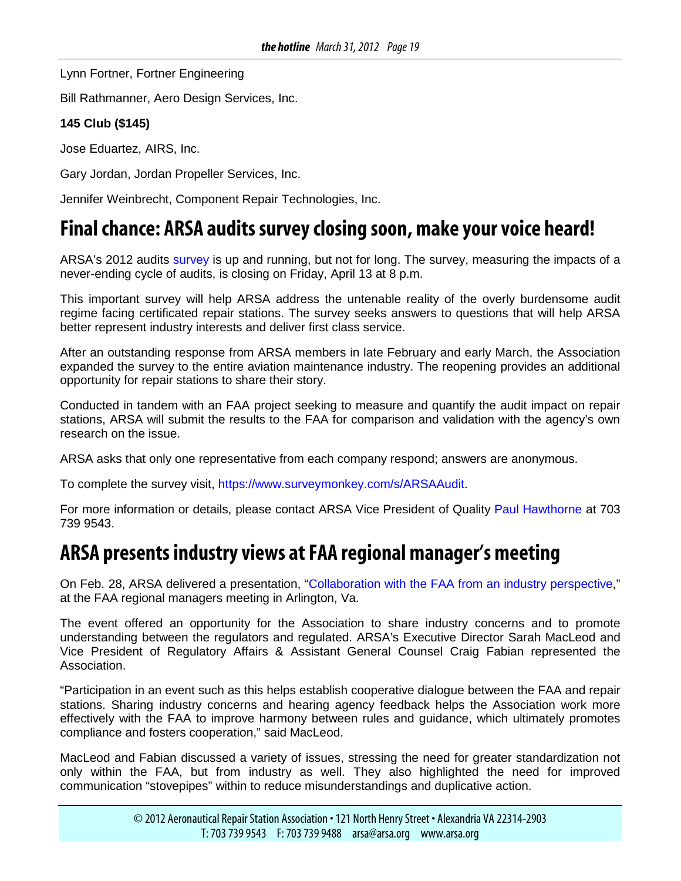Lynn Fortner, Fortner Engineering

Bill Rathmanner, Aero Design Services, Inc.

**145 Club ($145)**

Jose Eduartez, AIRS, Inc.

Gary Jordan, Jordan Propeller Services, Inc.

Jennifer Weinbrecht, Component Repair Technologies, Inc.

# Final chance: ARSA audits survey closing soon, make your voice heard!

ARSA's 2012 audits survey is up and running, but not for long. The survey, measuring the impacts of a never-ending cycle of audits, is closing on Friday, April 13 at 8 p.m.

This important survey will help ARSA address the untenable reality of the overly burdensome audit regime facing certificated repair stations. The survey seeks answers to questions that will help ARSA better represent industry interests and deliver first class service.

After an outstanding response from ARSA members in late February and early March, the Association expanded the survey to the entire aviation maintenance industry. The reopening provides an additional opportunity for repair stations to share their story.

Conducted in tandem with an FAA project seeking to measure and quantify the audit impact on repair stations, ARSA will submit the results to the FAA for comparison and validation with the agency's own research on the issue.

ARSA asks that only one representative from each company respond; answers are anonymous.

To complete the survey visit, https://www.surveymonkey.com/s/ARSAAudit.

For more information or details, please contact ARSA Vice President of Quality Paul Hawthorne at 703 739 9543.

# ARSA presents industry views at FAA regional manager's meeting

On Feb. 28, ARSA delivered a presentation, "Collaboration with the FAA from an industry perspective," at the FAA regional managers meeting in Arlington, Va.

The event offered an opportunity for the Association to share industry concerns and to promote understanding between the regulators and regulated. ARSA's Executive Director Sarah MacLeod and Vice President of Regulatory Affairs & Assistant General Counsel Craig Fabian represented the Association.

"Participation in an event such as this helps establish cooperative dialogue between the FAA and repair stations. Sharing industry concerns and hearing agency feedback helps the Association work more effectively with the FAA to improve harmony between rules and guidance, which ultimately promotes compliance and fosters cooperation," said MacLeod.

MacLeod and Fabian discussed a variety of issues, stressing the need for greater standardization not only within the FAA, but from industry as well. They also highlighted the need for improved communication "stovepipes" within to reduce misunderstandings and duplicative action.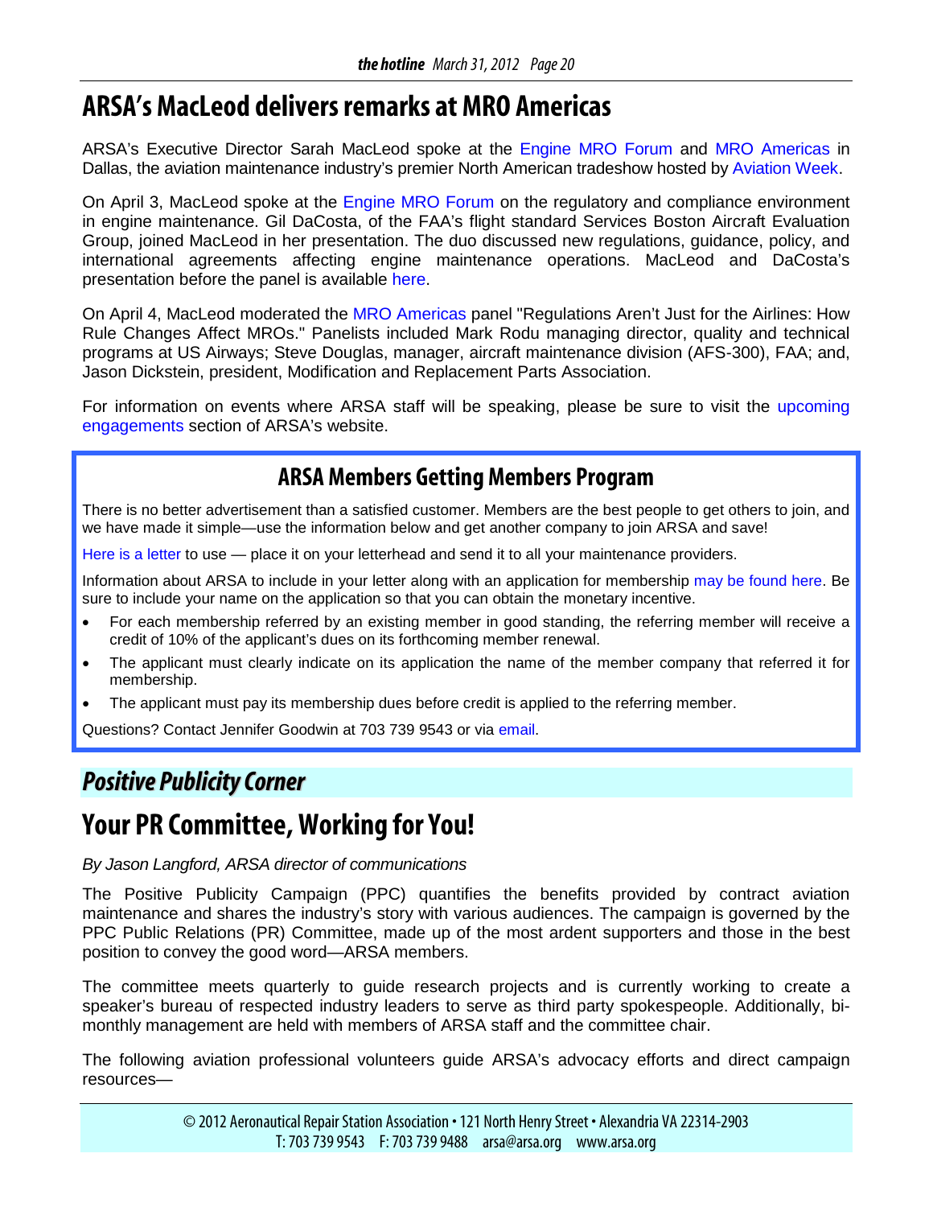# ARSA's MacLeod delivers remarks at MRO Americas

ARSA's Executive Director Sarah MacLeod spoke at the Engine MRO Forum and MRO Americas in Dallas, the aviation maintenance industry's premier North American tradeshow hosted by Aviation Week.

On April 3, MacLeod spoke at the Engine MRO Forum on the regulatory and compliance environment in engine maintenance. Gil DaCosta, of the FAA's flight standard Services Boston Aircraft Evaluation Group, joined MacLeod in her presentation. The duo discussed new regulations, guidance, policy, and international agreements affecting engine maintenance operations. MacLeod and DaCosta's presentation before the panel is available here.

On April 4, MacLeod moderated the MRO Americas panel "Regulations Aren't Just for the Airlines: How Rule Changes Affect MROs." Panelists included Mark Rodu managing director, quality and technical programs at US Airways; Steve Douglas, manager, aircraft maintenance division (AFS-300), FAA; and, Jason Dickstein, president, Modification and Replacement Parts Association.

For information on events where ARSA staff will be speaking, please be sure to visit the upcoming engagements section of ARSA's website.

## ARSA Members Getting Members Program

There is no better advertisement than a satisfied customer. Members are the best people to get others to join, and we have made it simple—use the information below and get another company to join ARSA and save!

Here is a letter to use — place it on your letterhead and send it to all your maintenance providers.

Information about ARSA to include in your letter along with an application for membership may be found here. Be sure to include your name on the application so that you can obtain the monetary incentive.

- For each membership referred by an existing member in good standing, the referring member will receive a credit of 10% of the applicant's dues on its forthcoming member renewal.
- The applicant must clearly indicate on its application the name of the member company that referred it for membership.
- The applicant must pay its membership dues before credit is applied to the referring member.

Questions? Contact Jennifer Goodwin at 703 739 9543 or via email.

## *Positive Publicity Corner*

# Your PR Committee, Working for You!

*By Jason Langford, ARSA director of communications*

The Positive Publicity Campaign (PPC) quantifies the benefits provided by contract aviation maintenance and shares the industry's story with various audiences. The campaign is governed by the PPC Public Relations (PR) Committee, made up of the most ardent supporters and those in the best position to convey the good word—ARSA members.

The committee meets quarterly to guide research projects and is currently working to create a speaker's bureau of respected industry leaders to serve as third party spokespeople. Additionally, bi-monthly management are held with members of ARSA staff and the committee chair.

The following aviation professional volunteers guide ARSA's advocacy efforts and direct campaign resources—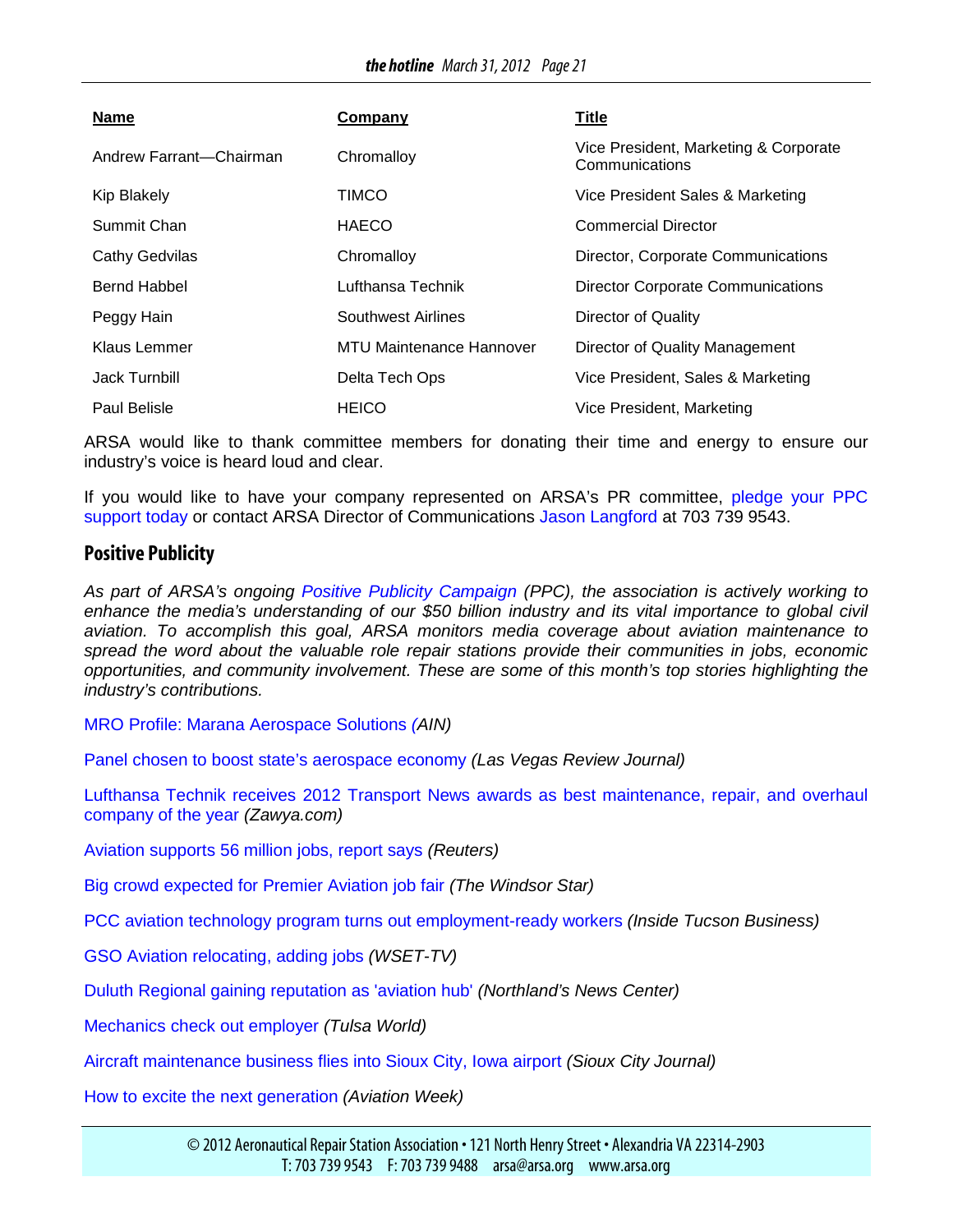| Name | Company | Title |
|---|---|---|
| Andrew Farrant—Chairman | Chromalloy | Vice President, Marketing & Corporate Communications |
| Kip Blakely | TIMCO | Vice President Sales & Marketing |
| Summit Chan | HAECO | Commercial Director |
| Cathy Gedvilas | Chromalloy | Director, Corporate Communications |
| Bernd Habbel | Lufthansa Technik | Director Corporate Communications |
| Peggy Hain | Southwest Airlines | Director of Quality |
| Klaus Lemmer | MTU Maintenance Hannover | Director of Quality Management |
| Jack Turnbill | Delta Tech Ops | Vice President, Sales & Marketing |
| Paul Belisle | HEICO | Vice President, Marketing |

ARSA would like to thank committee members for donating their time and energy to ensure our industry's voice is heard loud and clear.

If you would like to have your company represented on ARSA's PR committee, pledge your PPC support today or contact ARSA Director of Communications Jason Langford at 703 739 9543.

## Positive Publicity

*As part of ARSA's ongoing Positive Publicity Campaign (PPC), the association is actively working to enhance the media's understanding of our $50 billion industry and its vital importance to global civil aviation. To accomplish this goal, ARSA monitors media coverage about aviation maintenance to spread the word about the valuable role repair stations provide their communities in jobs, economic opportunities, and community involvement. These are some of this month's top stories highlighting the industry's contributions.*

MRO Profile: Marana Aerospace Solutions *(AIN)*

Panel chosen to boost state's aerospace economy *(Las Vegas Review Journal)*

Lufthansa Technik receives 2012 Transport News awards as best maintenance, repair, and overhaul company of the year *(Zawya.com)*

Aviation supports 56 million jobs, report says *(Reuters)*

Big crowd expected for Premier Aviation job fair *(The Windsor Star)*

PCC aviation technology program turns out employment-ready workers *(Inside Tucson Business)*

GSO Aviation relocating, adding jobs *(WSET-TV)*

Duluth Regional gaining reputation as 'aviation hub' *(Northland's News Center)*

Mechanics check out employer *(Tulsa World)*

Aircraft maintenance business flies into Sioux City, Iowa airport *(Sioux City Journal)*

How to excite the next generation *(Aviation Week)*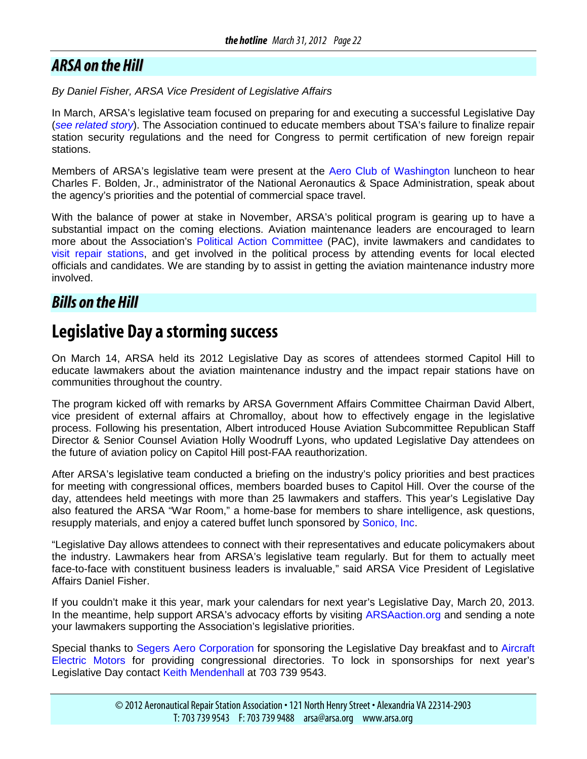## ARSA on the Hill

*By Daniel Fisher, ARSA Vice President of Legislative Affairs*

In March, ARSA's legislative team focused on preparing for and executing a successful Legislative Day (*see related story*). The Association continued to educate members about TSA's failure to finalize repair station security regulations and the need for Congress to permit certification of new foreign repair stations.

Members of ARSA's legislative team were present at the Aero Club of Washington luncheon to hear Charles F. Bolden, Jr., administrator of the National Aeronautics & Space Administration, speak about the agency's priorities and the potential of commercial space travel.

With the balance of power at stake in November, ARSA's political program is gearing up to have a substantial impact on the coming elections. Aviation maintenance leaders are encouraged to learn more about the Association's Political Action Committee (PAC), invite lawmakers and candidates to visit repair stations, and get involved in the political process by attending events for local elected officials and candidates. We are standing by to assist in getting the aviation maintenance industry more involved.

## Bills on the Hill

# Legislative Day a storming success

On March 14, ARSA held its 2012 Legislative Day as scores of attendees stormed Capitol Hill to educate lawmakers about the aviation maintenance industry and the impact repair stations have on communities throughout the country.

The program kicked off with remarks by ARSA Government Affairs Committee Chairman David Albert, vice president of external affairs at Chromalloy, about how to effectively engage in the legislative process. Following his presentation, Albert introduced House Aviation Subcommittee Republican Staff Director & Senior Counsel Aviation Holly Woodruff Lyons, who updated Legislative Day attendees on the future of aviation policy on Capitol Hill post-FAA reauthorization.

After ARSA's legislative team conducted a briefing on the industry's policy priorities and best practices for meeting with congressional offices, members boarded buses to Capitol Hill. Over the course of the day, attendees held meetings with more than 25 lawmakers and staffers. This year's Legislative Day also featured the ARSA "War Room," a home-base for members to share intelligence, ask questions, resupply materials, and enjoy a catered buffet lunch sponsored by Sonico, Inc.

"Legislative Day allows attendees to connect with their representatives and educate policymakers about the industry. Lawmakers hear from ARSA's legislative team regularly. But for them to actually meet face-to-face with constituent business leaders is invaluable," said ARSA Vice President of Legislative Affairs Daniel Fisher.

If you couldn't make it this year, mark your calendars for next year's Legislative Day, March 20, 2013. In the meantime, help support ARSA's advocacy efforts by visiting ARSAaction.org and sending a note your lawmakers supporting the Association's legislative priorities.

Special thanks to Segers Aero Corporation for sponsoring the Legislative Day breakfast and to Aircraft Electric Motors for providing congressional directories. To lock in sponsorships for next year's Legislative Day contact Keith Mendenhall at 703 739 9543.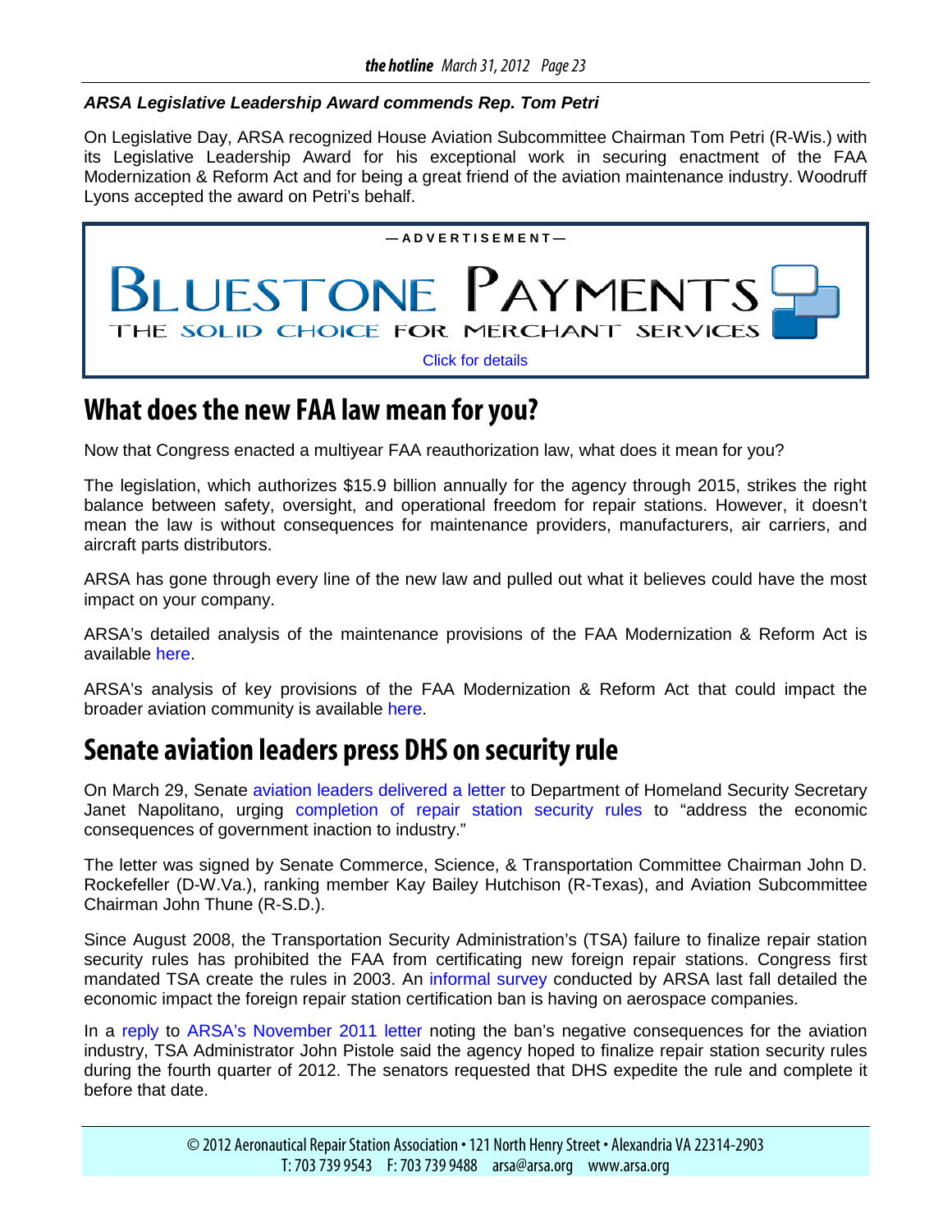***ARSA Legislative Leadership Award commends Rep. Tom Petri***

On Legislative Day, ARSA recognized House Aviation Subcommittee Chairman Tom Petri (R-Wis.) with its Legislative Leadership Award for his exceptional work in securing enactment of the FAA Modernization & Reform Act and for being a great friend of the aviation maintenance industry. Woodruff Lyons accepted the award on Petri's behalf.

—ADVERTISEMENT—

BLUESTONE PAYMENTS

THE SOLID CHOICE FOR MERCHANT SERVICES

Click for details

# What does the new FAA law mean for you?

Now that Congress enacted a multiyear FAA reauthorization law, what does it mean for you?

The legislation, which authorizes $15.9 billion annually for the agency through 2015, strikes the right balance between safety, oversight, and operational freedom for repair stations. However, it doesn't mean the law is without consequences for maintenance providers, manufacturers, air carriers, and aircraft parts distributors.

ARSA has gone through every line of the new law and pulled out what it believes could have the most impact on your company.

ARSA's detailed analysis of the maintenance provisions of the FAA Modernization & Reform Act is available here.

ARSA's analysis of key provisions of the FAA Modernization & Reform Act that could impact the broader aviation community is available here.

# Senate aviation leaders press DHS on security rule

On March 29, Senate aviation leaders delivered a letter to Department of Homeland Security Secretary Janet Napolitano, urging completion of repair station security rules to "address the economic consequences of government inaction to industry."

The letter was signed by Senate Commerce, Science, & Transportation Committee Chairman John D. Rockefeller (D-W.Va.), ranking member Kay Bailey Hutchison (R-Texas), and Aviation Subcommittee Chairman John Thune (R-S.D.).

Since August 2008, the Transportation Security Administration's (TSA) failure to finalize repair station security rules has prohibited the FAA from certificating new foreign repair stations. Congress first mandated TSA create the rules in 2003. An informal survey conducted by ARSA last fall detailed the economic impact the foreign repair station certification ban is having on aerospace companies.

In a reply to ARSA's November 2011 letter noting the ban's negative consequences for the aviation industry, TSA Administrator John Pistole said the agency hoped to finalize repair station security rules during the fourth quarter of 2012. The senators requested that DHS expedite the rule and complete it before that date.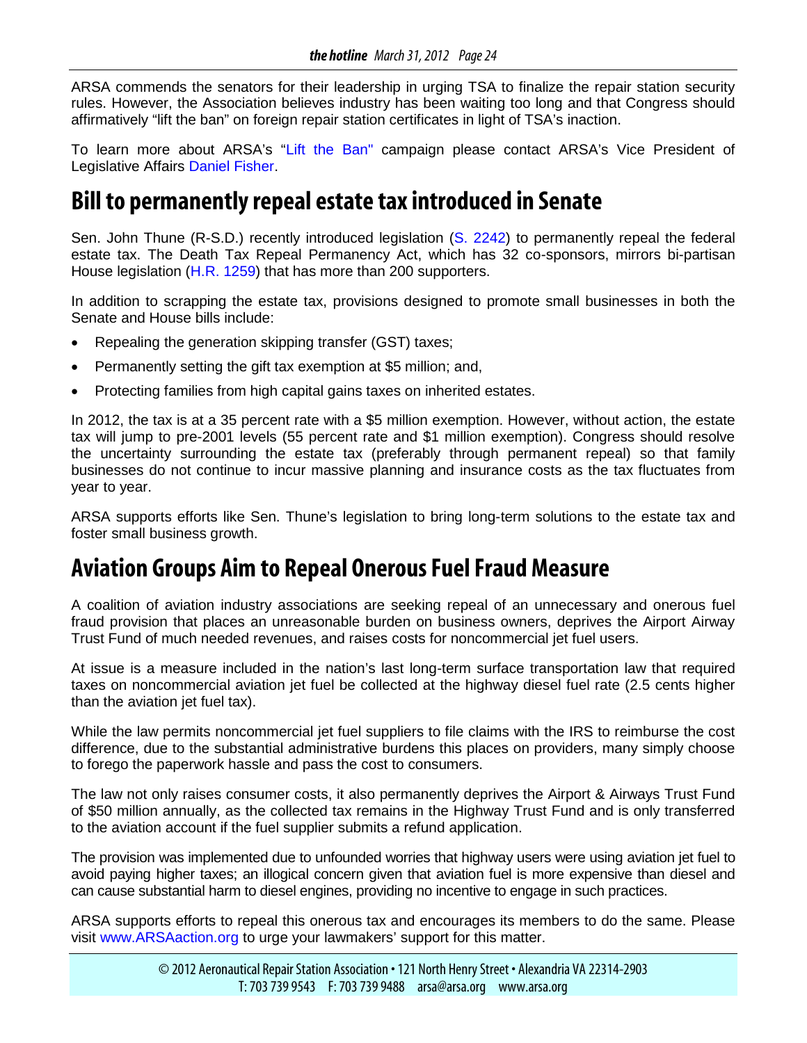ARSA commends the senators for their leadership in urging TSA to finalize the repair station security rules. However, the Association believes industry has been waiting too long and that Congress should affirmatively "lift the ban" on foreign repair station certificates in light of TSA's inaction.

To learn more about ARSA's "Lift the Ban" campaign please contact ARSA's Vice President of Legislative Affairs Daniel Fisher.

## Bill to permanently repeal estate tax introduced in Senate

Sen. John Thune (R-S.D.) recently introduced legislation (S. 2242) to permanently repeal the federal estate tax. The Death Tax Repeal Permanency Act, which has 32 co-sponsors, mirrors bi-partisan House legislation (H.R. 1259) that has more than 200 supporters.

In addition to scrapping the estate tax, provisions designed to promote small businesses in both the Senate and House bills include:

- Repealing the generation skipping transfer (GST) taxes;
- Permanently setting the gift tax exemption at $5 million; and,
- Protecting families from high capital gains taxes on inherited estates.

In 2012, the tax is at a 35 percent rate with a $5 million exemption. However, without action, the estate tax will jump to pre-2001 levels (55 percent rate and $1 million exemption). Congress should resolve the uncertainty surrounding the estate tax (preferably through permanent repeal) so that family businesses do not continue to incur massive planning and insurance costs as the tax fluctuates from year to year.

ARSA supports efforts like Sen. Thune's legislation to bring long-term solutions to the estate tax and foster small business growth.

## Aviation Groups Aim to Repeal Onerous Fuel Fraud Measure

A coalition of aviation industry associations are seeking repeal of an unnecessary and onerous fuel fraud provision that places an unreasonable burden on business owners, deprives the Airport Airway Trust Fund of much needed revenues, and raises costs for noncommercial jet fuel users.

At issue is a measure included in the nation's last long-term surface transportation law that required taxes on noncommercial aviation jet fuel be collected at the highway diesel fuel rate (2.5 cents higher than the aviation jet fuel tax).

While the law permits noncommercial jet fuel suppliers to file claims with the IRS to reimburse the cost difference, due to the substantial administrative burdens this places on providers, many simply choose to forego the paperwork hassle and pass the cost to consumers.

The law not only raises consumer costs, it also permanently deprives the Airport & Airways Trust Fund of $50 million annually, as the collected tax remains in the Highway Trust Fund and is only transferred to the aviation account if the fuel supplier submits a refund application.

The provision was implemented due to unfounded worries that highway users were using aviation jet fuel to avoid paying higher taxes; an illogical concern given that aviation fuel is more expensive than diesel and can cause substantial harm to diesel engines, providing no incentive to engage in such practices.

ARSA supports efforts to repeal this onerous tax and encourages its members to do the same. Please visit www.ARSAaction.org to urge your lawmakers' support for this matter.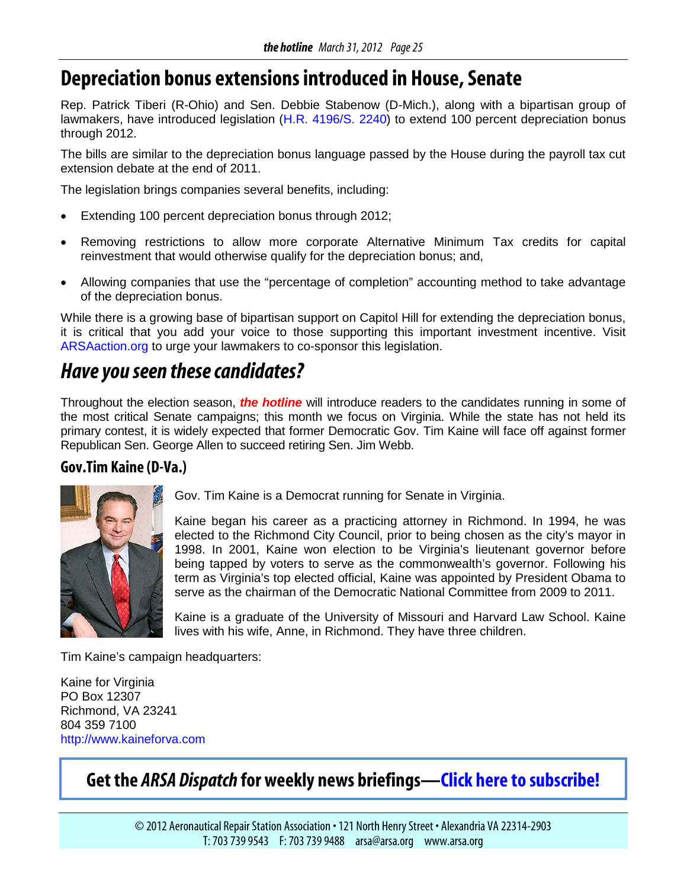# Depreciation bonus extensions introduced in House, Senate

Rep. Patrick Tiberi (R-Ohio) and Sen. Debbie Stabenow (D-Mich.), along with a bipartisan group of lawmakers, have introduced legislation (H.R. 4196/S. 2240) to extend 100 percent depreciation bonus through 2012.

The bills are similar to the depreciation bonus language passed by the House during the payroll tax cut extension debate at the end of 2011.

The legislation brings companies several benefits, including:

- Extending 100 percent depreciation bonus through 2012;
- Removing restrictions to allow more corporate Alternative Minimum Tax credits for capital reinvestment that would otherwise qualify for the depreciation bonus; and,
- Allowing companies that use the "percentage of completion" accounting method to take advantage of the depreciation bonus.

While there is a growing base of bipartisan support on Capitol Hill for extending the depreciation bonus, it is critical that you add your voice to those supporting this important investment incentive. Visit ARSAaction.org to urge your lawmakers to co-sponsor this legislation.

# *Have you seen these candidates?*

Throughout the election season, ***the hotline*** will introduce readers to the candidates running in some of the most critical Senate campaigns; this month we focus on Virginia. While the state has not held its primary contest, it is widely expected that former Democratic Gov. Tim Kaine will face off against former Republican Sen. George Allen to succeed retiring Sen. Jim Webb.

## Gov.Tim Kaine (D-Va.)

Gov. Tim Kaine is a Democrat running for Senate in Virginia.

Kaine began his career as a practicing attorney in Richmond. In 1994, he was elected to the Richmond City Council, prior to being chosen as the city's mayor in 1998. In 2001, Kaine won election to be Virginia's lieutenant governor before being tapped by voters to serve as the commonwealth's governor. Following his term as Virginia's top elected official, Kaine was appointed by President Obama to serve as the chairman of the Democratic National Committee from 2009 to 2011.

Kaine is a graduate of the University of Missouri and Harvard Law School. Kaine lives with his wife, Anne, in Richmond. They have three children.

Tim Kaine's campaign headquarters:

Kaine for Virginia
PO Box 12307
Richmond, VA 23241
804 359 7100
http://www.kaineforva.com

**Get the *ARSA Dispatch* for weekly news briefings—Click here to subscribe!**

© 2012 Aeronautical Repair Station Association • 121 North Henry Street • Alexandria VA 22314-2903
T: 703 739 9543 F: 703 739 9488 arsa@arsa.org www.arsa.org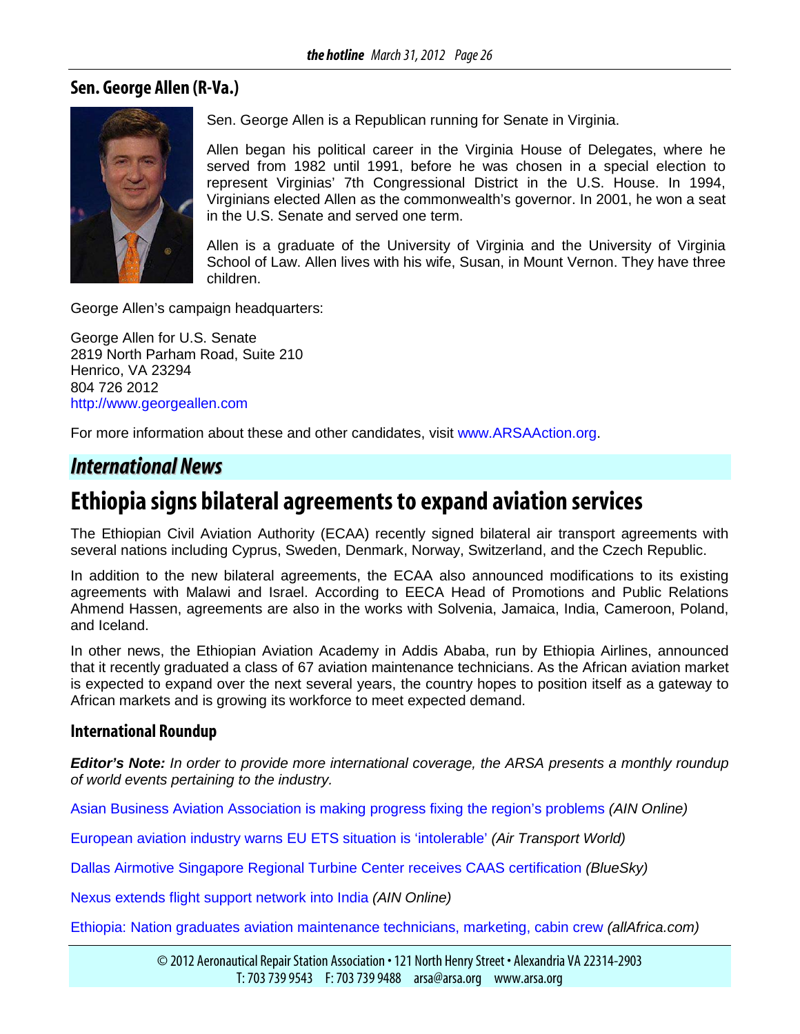## Sen. George Allen (R-Va.)

Sen. George Allen is a Republican running for Senate in Virginia.

Allen began his political career in the Virginia House of Delegates, where he served from 1982 until 1991, before he was chosen in a special election to represent Virginias' 7th Congressional District in the U.S. House. In 1994, Virginians elected Allen as the commonwealth's governor. In 2001, he won a seat in the U.S. Senate and served one term.

Allen is a graduate of the University of Virginia and the University of Virginia School of Law. Allen lives with his wife, Susan, in Mount Vernon. They have three children.

George Allen's campaign headquarters:

George Allen for U.S. Senate
2819 North Parham Road, Suite 210
Henrico, VA 23294
804 726 2012
http://www.georgeallen.com

For more information about these and other candidates, visit www.ARSAAction.org.

## *International News*

# Ethiopia signs bilateral agreements to expand aviation services

The Ethiopian Civil Aviation Authority (ECAA) recently signed bilateral air transport agreements with several nations including Cyprus, Sweden, Denmark, Norway, Switzerland, and the Czech Republic.

In addition to the new bilateral agreements, the ECAA also announced modifications to its existing agreements with Malawi and Israel. According to EECA Head of Promotions and Public Relations Ahmend Hassen, agreements are also in the works with Solvenia, Jamaica, India, Cameroon, Poland, and Iceland.

In other news, the Ethiopian Aviation Academy in Addis Ababa, run by Ethiopia Airlines, announced that it recently graduated a class of 67 aviation maintenance technicians. As the African aviation market is expected to expand over the next several years, the country hopes to position itself as a gateway to African markets and is growing its workforce to meet expected demand.

### International Roundup

***Editor's Note:*** *In order to provide more international coverage, the ARSA presents a monthly roundup of world events pertaining to the industry.*

Asian Business Aviation Association is making progress fixing the region's problems *(AIN Online)*

European aviation industry warns EU ETS situation is 'intolerable' *(Air Transport World)*

Dallas Airmotive Singapore Regional Turbine Center receives CAAS certification *(BlueSky)*

Nexus extends flight support network into India *(AIN Online)*

Ethiopia: Nation graduates aviation maintenance technicians, marketing, cabin crew *(allAfrica.com)*

© 2012 Aeronautical Repair Station Association • 121 North Henry Street • Alexandria VA 22314-2903
T: 703 739 9543 F: 703 739 9488 arsa@arsa.org www.arsa.org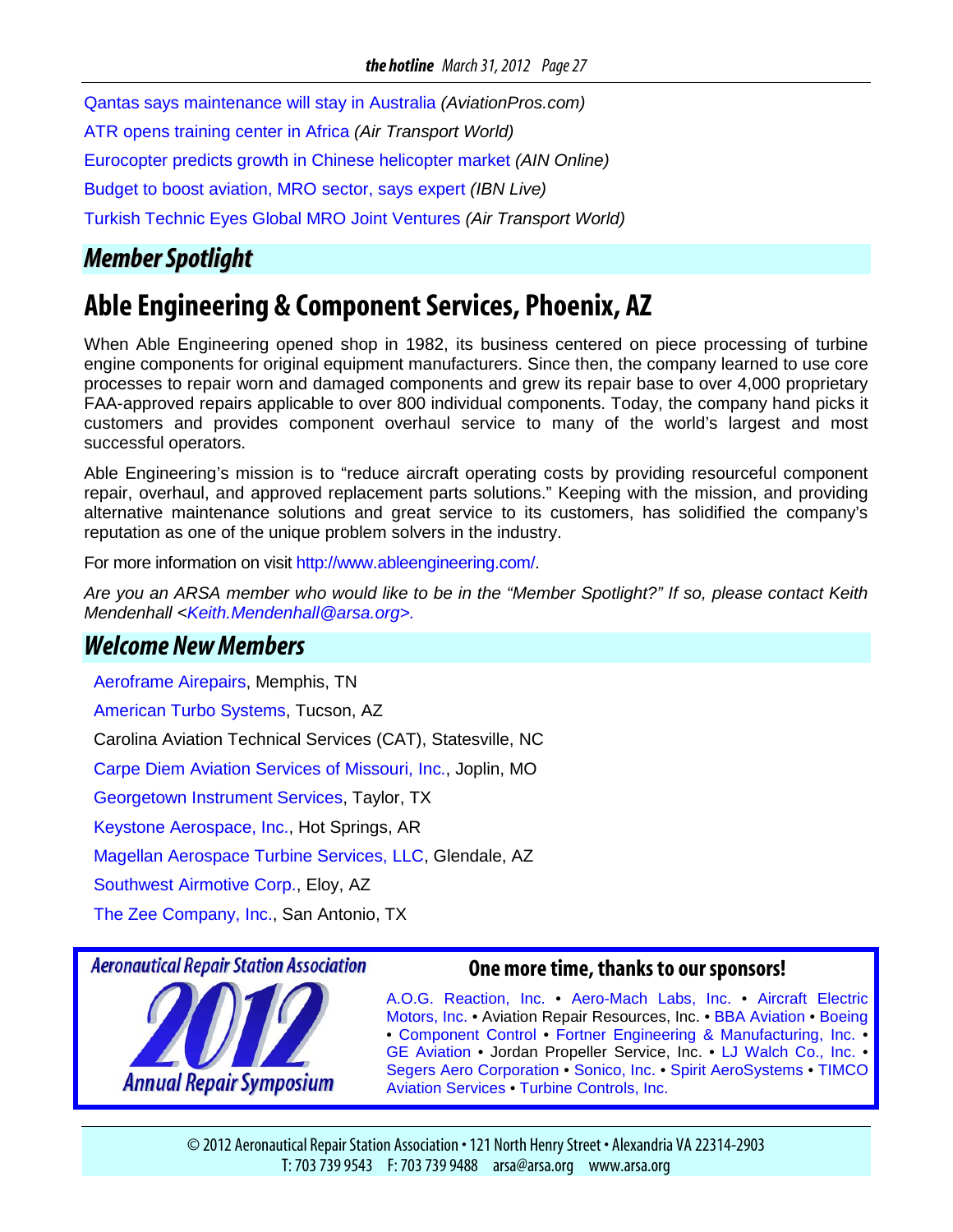Qantas says maintenance will stay in Australia *(AviationPros.com)*

ATR opens training center in Africa *(Air Transport World)*

Eurocopter predicts growth in Chinese helicopter market *(AIN Online)*

Budget to boost aviation, MRO sector, says expert *(IBN Live)*

Turkish Technic Eyes Global MRO Joint Ventures *(Air Transport World)*

## *Member Spotlight*

# Able Engineering & Component Services, Phoenix, AZ

When Able Engineering opened shop in 1982, its business centered on piece processing of turbine engine components for original equipment manufacturers. Since then, the company learned to use core processes to repair worn and damaged components and grew its repair base to over 4,000 proprietary FAA-approved repairs applicable to over 800 individual components. Today, the company hand picks it customers and provides component overhaul service to many of the world's largest and most successful operators.

Able Engineering's mission is to "reduce aircraft operating costs by providing resourceful component repair, overhaul, and approved replacement parts solutions." Keeping with the mission, and providing alternative maintenance solutions and great service to its customers, has solidified the company's reputation as one of the unique problem solvers in the industry.

For more information on visit http://www.ableengineering.com/.

*Are you an ARSA member who would like to be in the "Member Spotlight?" If so, please contact Keith Mendenhall <Keith.Mendenhall@arsa.org>.*

## *Welcome New Members*

Aeroframe Airepairs, Memphis, TN

American Turbo Systems, Tucson, AZ

Carolina Aviation Technical Services (CAT), Statesville, NC

Carpe Diem Aviation Services of Missouri, Inc., Joplin, MO

Georgetown Instrument Services, Taylor, TX

Keystone Aerospace, Inc., Hot Springs, AR

Magellan Aerospace Turbine Services, LLC, Glendale, AZ

Southwest Airmotive Corp., Eloy, AZ

The Zee Company, Inc., San Antonio, TX

Aeronautical Repair Station Association 2012 Annual Repair Symposium

**One more time, thanks to our sponsors!**

A.O.G. Reaction, Inc. • Aero-Mach Labs, Inc. • Aircraft Electric Motors, Inc. • Aviation Repair Resources, Inc. • BBA Aviation • Boeing • Component Control • Fortner Engineering & Manufacturing, Inc. • GE Aviation • Jordan Propeller Service, Inc. • LJ Walch Co., Inc. • Segers Aero Corporation • Sonico, Inc. • Spirit AeroSystems • TIMCO Aviation Services • Turbine Controls, Inc.

© 2012 Aeronautical Repair Station Association • 121 North Henry Street • Alexandria VA 22314-2903
T: 703 739 9543 F: 703 739 9488 arsa@arsa.org www.arsa.org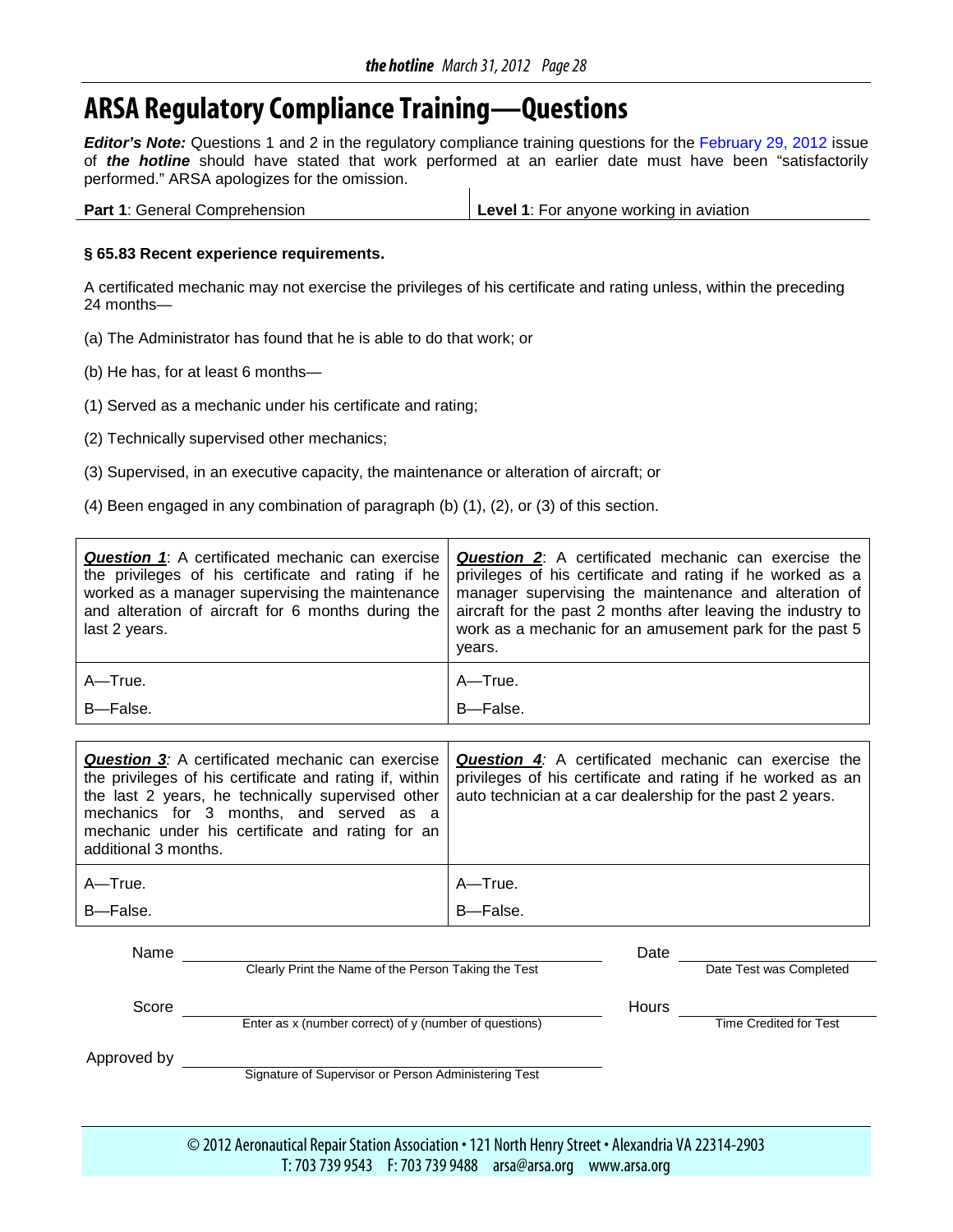# ARSA Regulatory Compliance Training—Questions

***Editor's Note:*** Questions 1 and 2 in the regulatory compliance training questions for the February 29, 2012 issue of ***the hotline*** should have stated that work performed at an earlier date must have been "satisfactorily performed." ARSA apologizes for the omission.

| **Part 1**: General Comprehension | **Level 1**: For anyone working in aviation |
|---|---|

**§ 65.83 Recent experience requirements.**

A certificated mechanic may not exercise the privileges of his certificate and rating unless, within the preceding 24 months—

(a) The Administrator has found that he is able to do that work; or

(b) He has, for at least 6 months—

(1) Served as a mechanic under his certificate and rating;

(2) Technically supervised other mechanics;

(3) Supervised, in an executive capacity, the maintenance or alteration of aircraft; or

(4) Been engaged in any combination of paragraph (b) (1), (2), or (3) of this section.

| ***Question 1***: A certificated mechanic can exercise the privileges of his certificate and rating if he worked as a manager supervising the maintenance and alteration of aircraft for 6 months during the last 2 years. | ***Question 2***: A certificated mechanic can exercise the privileges of his certificate and rating if he worked as a manager supervising the maintenance and alteration of aircraft for the past 2 months after leaving the industry to work as a mechanic for an amusement park for the past 5 years. |
|---|---|
| A—True.<br>B—False. | A—True.<br>B—False. |

| ***Question 3***: A certificated mechanic can exercise the privileges of his certificate and rating if, within the last 2 years, he technically supervised other mechanics for 3 months, and served as a mechanic under his certificate and rating for an additional 3 months. | ***Question 4***: A certificated mechanic can exercise the privileges of his certificate and rating if he worked as an auto technician at a car dealership for the past 2 years. |
|---|---|
| A—True.<br>B—False. | A—True.<br>B—False. |

Name ______________________________ Date ______________
Clearly Print the Name of the Person Taking the Test — Date Test was Completed

Score ______________________________ Hours ______________
Enter as x (number correct) of y (number of questions) — Time Credited for Test

Approved by ______________________________
Signature of Supervisor or Person Administering Test

© 2012 Aeronautical Repair Station Association • 121 North Henry Street • Alexandria VA 22314-2903
T: 703 739 9543 F: 703 739 9488 arsa@arsa.org www.arsa.org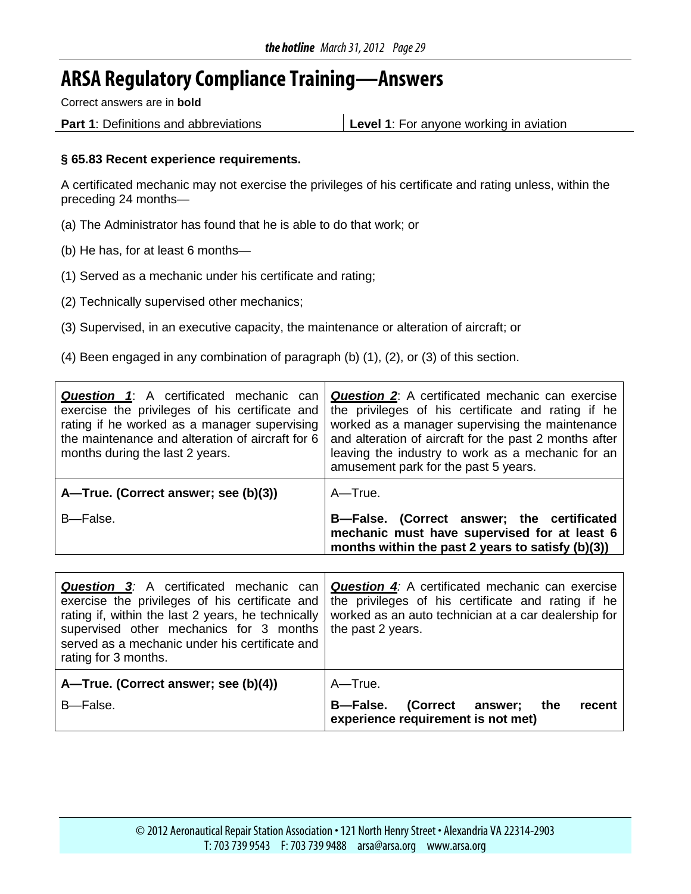# ARSA Regulatory Compliance Training—Answers

Correct answers are in **bold**

**Part 1**: Definitions and abbreviations | **Level 1**: For anyone working in aviation

### § 65.83 Recent experience requirements.

A certificated mechanic may not exercise the privileges of his certificate and rating unless, within the preceding 24 months—

(a) The Administrator has found that he is able to do that work; or

(b) He has, for at least 6 months—

(1) Served as a mechanic under his certificate and rating;

(2) Technically supervised other mechanics;

(3) Supervised, in an executive capacity, the maintenance or alteration of aircraft; or

(4) Been engaged in any combination of paragraph (b) (1), (2), or (3) of this section.

| | |
|---|---|
| ***Question 1***: A certificated mechanic can exercise the privileges of his certificate and rating if he worked as a manager supervising the maintenance and alteration of aircraft for 6 months during the last 2 years. | ***Question 2***: A certificated mechanic can exercise the privileges of his certificate and rating if he worked as a manager supervising the maintenance and alteration of aircraft for the past 2 months after leaving the industry to work as a mechanic for an amusement park for the past 5 years. |
| **A—True. (Correct answer; see (b)(3))**<br>B—False. | A—True.<br>**B—False. (Correct answer; the certificated mechanic must have supervised for at least 6 months within the past 2 years to satisfy (b)(3))** |

| | |
|---|---|
| ***Question 3***: A certificated mechanic can exercise the privileges of his certificate and rating if, within the last 2 years, he technically supervised other mechanics for 3 months served as a mechanic under his certificate and rating for 3 months. | ***Question 4***: A certificated mechanic can exercise the privileges of his certificate and rating if he worked as an auto technician at a car dealership for the past 2 years. |
| **A—True. (Correct answer; see (b)(4))**<br>B—False. | A—True.<br>**B—False. (Correct answer; the recent experience requirement is not met)** |

© 2012 Aeronautical Repair Station Association • 121 North Henry Street • Alexandria VA 22314-2903
T: 703 739 9543 F: 703 739 9488 arsa@arsa.org www.arsa.org